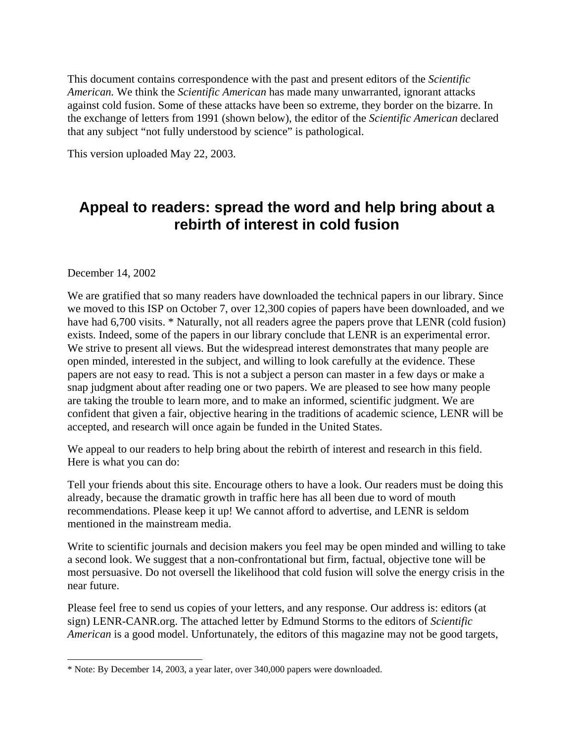This document contains correspondence with the past and present editors of the *Scientific American.* We think the *Scientific American* has made many unwarranted, ignorant attacks against cold fusion. Some of these attacks have been so extreme, they border on the bizarre. In the exchange of letters from 1991 (shown below), the editor of the *Scientific American* declared that any subject "not fully understood by science" is pathological.

This version uploaded May 22, 2003.

# Appeal to readers: spread the word and help bring about a rebirth of interest in cold fusion

December 14, 2002

We are gratified that so many readers have downloaded the technical papers in our library. Since we moved to this ISP on October 7, over 12,300 copies of papers have been downloaded, and we have had 6,700 visits. * Naturally, not all readers agree the papers prove that LENR (cold fusion) exists. Indeed, some of the papers in our library conclude that LENR is an experimental error. We strive to present all views. But the widespread interest demonstrates that many people are open minded, interested in the subject, and willing to look carefully at the evidence. These papers are not easy to read. This is not a subject a person can master in a few days or make a snap judgment about after reading one or two papers. We are pleased to see how many people are taking the trouble to learn more, and to make an informed, scientific judgment. We are confident that given a fair, objective hearing in the traditions of academic science, LENR will be accepted, and research will once again be funded in the United States.

We appeal to our readers to help bring about the rebirth of interest and research in this field. Here is what you can do:

Tell your friends about this site. Encourage others to have a look. Our readers must be doing this already, because the dramatic growth in traffic here has all been due to word of mouth recommendations. Please keep it up! We cannot afford to advertise, and LENR is seldom mentioned in the mainstream media.

Write to scientific journals and decision makers you feel may be open minded and willing to take a second look. We suggest that a non-confrontational but firm, factual, objective tone will be most persuasive. Do not oversell the likelihood that cold fusion will solve the energy crisis in the near future.

Please feel free to send us copies of your letters, and any response. Our address is: editors (at sign) LENR-CANR.org. The attached letter by Edmund Storms to the editors of *Scientific American* is a good model. Unfortunately, the editors of this magazine may not be good targets,

---

* Note: By December 14, 2003, a year later, over 340,000 papers were downloaded.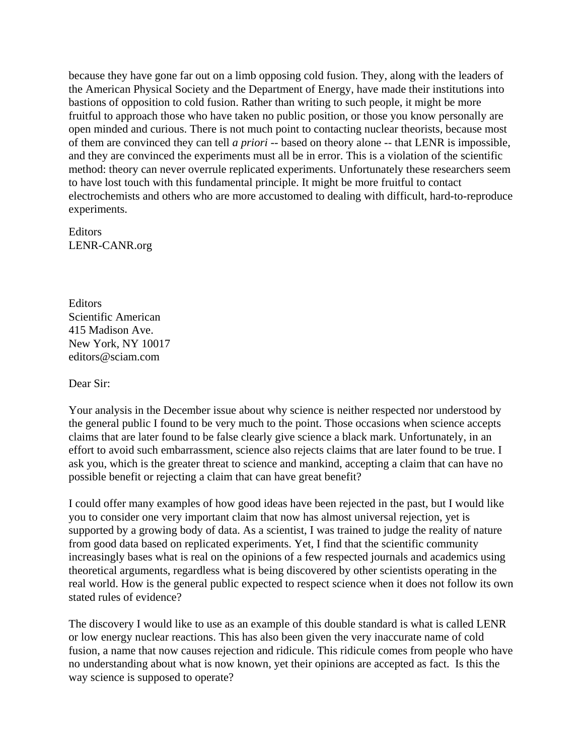because they have gone far out on a limb opposing cold fusion. They, along with the leaders of the American Physical Society and the Department of Energy, have made their institutions into bastions of opposition to cold fusion. Rather than writing to such people, it might be more fruitful to approach those who have taken no public position, or those you know personally are open minded and curious. There is not much point to contacting nuclear theorists, because most of them are convinced they can tell *a priori* -- based on theory alone -- that LENR is impossible, and they are convinced the experiments must all be in error. This is a violation of the scientific method: theory can never overrule replicated experiments. Unfortunately these researchers seem to have lost touch with this fundamental principle. It might be more fruitful to contact electrochemists and others who are more accustomed to dealing with difficult, hard-to-reproduce experiments.

Editors
LENR-CANR.org

Editors
Scientific American
415 Madison Ave.
New York, NY 10017
editors@sciam.com

Dear Sir:

Your analysis in the December issue about why science is neither respected nor understood by the general public I found to be very much to the point. Those occasions when science accepts claims that are later found to be false clearly give science a black mark. Unfortunately, in an effort to avoid such embarrassment, science also rejects claims that are later found to be true. I ask you, which is the greater threat to science and mankind, accepting a claim that can have no possible benefit or rejecting a claim that can have great benefit?

I could offer many examples of how good ideas have been rejected in the past, but I would like you to consider one very important claim that now has almost universal rejection, yet is supported by a growing body of data. As a scientist, I was trained to judge the reality of nature from good data based on replicated experiments. Yet, I find that the scientific community increasingly bases what is real on the opinions of a few respected journals and academics using theoretical arguments, regardless what is being discovered by other scientists operating in the real world. How is the general public expected to respect science when it does not follow its own stated rules of evidence?

The discovery I would like to use as an example of this double standard is what is called LENR or low energy nuclear reactions. This has also been given the very inaccurate name of cold fusion, a name that now causes rejection and ridicule. This ridicule comes from people who have no understanding about what is now known, yet their opinions are accepted as fact. Is this the way science is supposed to operate?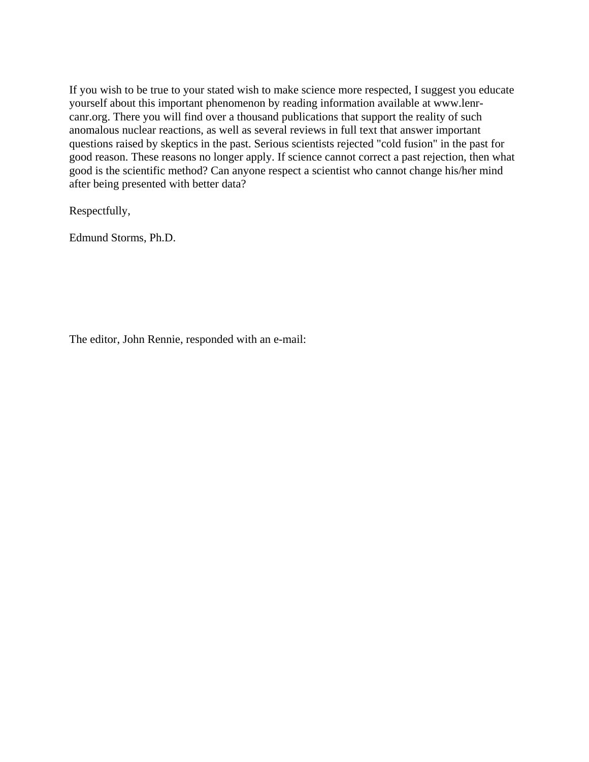If you wish to be true to your stated wish to make science more respected, I suggest you educate yourself about this important phenomenon by reading information available at www.lenr-canr.org. There you will find over a thousand publications that support the reality of such anomalous nuclear reactions, as well as several reviews in full text that answer important questions raised by skeptics in the past. Serious scientists rejected "cold fusion" in the past for good reason. These reasons no longer apply. If science cannot correct a past rejection, then what good is the scientific method? Can anyone respect a scientist who cannot change his/her mind after being presented with better data?

Respectfully,

Edmund Storms, Ph.D.

The editor, John Rennie, responded with an e-mail: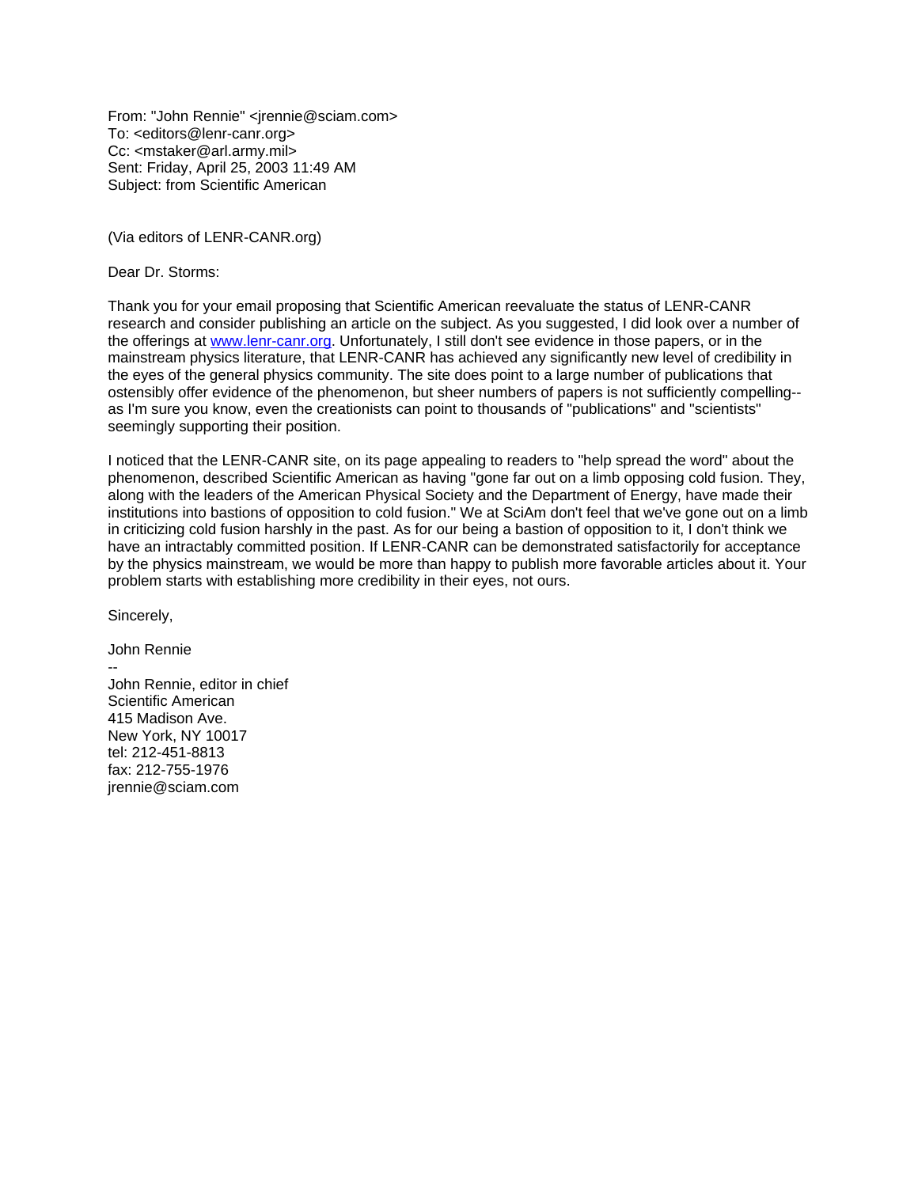From: "John Rennie" <jrennie@sciam.com>
To: <editors@lenr-canr.org>
Cc: <mstaker@arl.army.mil>
Sent: Friday, April 25, 2003 11:49 AM
Subject: from Scientific American

(Via editors of LENR-CANR.org)

Dear Dr. Storms:

Thank you for your email proposing that Scientific American reevaluate the status of LENR-CANR research and consider publishing an article on the subject. As you suggested, I did look over a number of the offerings at [www.lenr-canr.org](http://www.lenr-canr.org). Unfortunately, I still don't see evidence in those papers, or in the mainstream physics literature, that LENR-CANR has achieved any significantly new level of credibility in the eyes of the general physics community. The site does point to a large number of publications that ostensibly offer evidence of the phenomenon, but sheer numbers of papers is not sufficiently compelling--as I'm sure you know, even the creationists can point to thousands of "publications" and "scientists" seemingly supporting their position.

I noticed that the LENR-CANR site, on its page appealing to readers to "help spread the word" about the phenomenon, described Scientific American as having "gone far out on a limb opposing cold fusion. They, along with the leaders of the American Physical Society and the Department of Energy, have made their institutions into bastions of opposition to cold fusion." We at SciAm don't feel that we've gone out on a limb in criticizing cold fusion harshly in the past. As for our being a bastion of opposition to it, I don't think we have an intractably committed position. If LENR-CANR can be demonstrated satisfactorily for acceptance by the physics mainstream, we would be more than happy to publish more favorable articles about it. Your problem starts with establishing more credibility in their eyes, not ours.

Sincerely,

John Rennie
--
John Rennie, editor in chief
Scientific American
415 Madison Ave.
New York, NY 10017
tel: 212-451-8813
fax: 212-755-1976
jrennie@sciam.com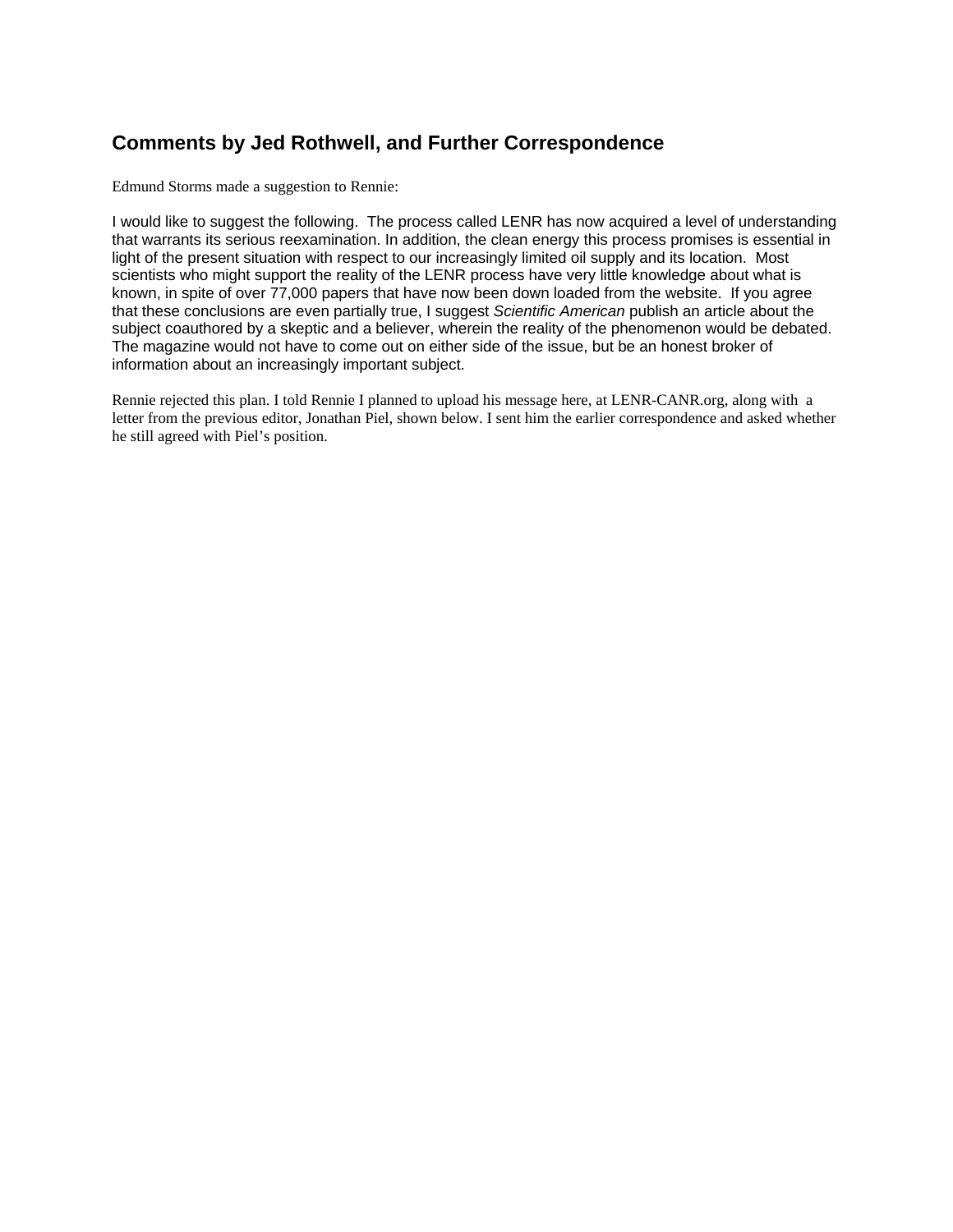## Comments by Jed Rothwell, and Further Correspondence

Edmund Storms made a suggestion to Rennie:

I would like to suggest the following. The process called LENR has now acquired a level of understanding that warrants its serious reexamination. In addition, the clean energy this process promises is essential in light of the present situation with respect to our increasingly limited oil supply and its location. Most scientists who might support the reality of the LENR process have very little knowledge about what is known, in spite of over 77,000 papers that have now been down loaded from the website. If you agree that these conclusions are even partially true, I suggest *Scientific American* publish an article about the subject coauthored by a skeptic and a believer, wherein the reality of the phenomenon would be debated. The magazine would not have to come out on either side of the issue, but be an honest broker of information about an increasingly important subject.

Rennie rejected this plan. I told Rennie I planned to upload his message here, at LENR-CANR.org, along with a letter from the previous editor, Jonathan Piel, shown below. I sent him the earlier correspondence and asked whether he still agreed with Piel's position.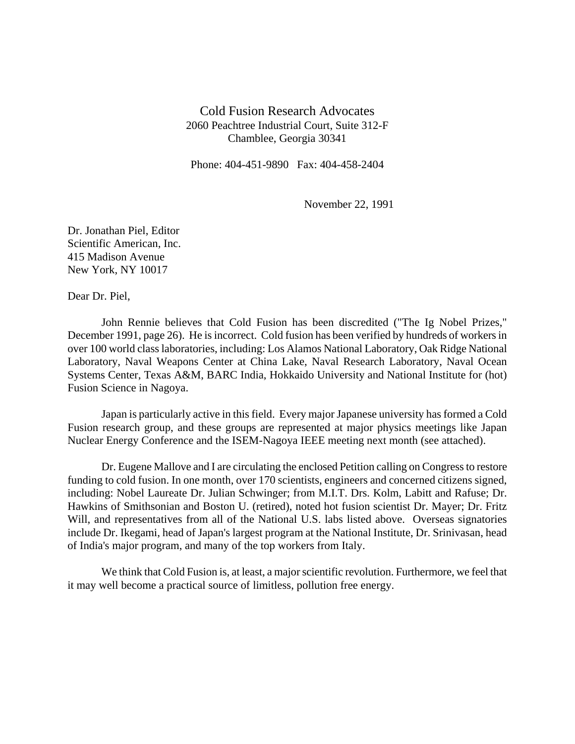Cold Fusion Research Advocates
2060 Peachtree Industrial Court, Suite 312-F
Chamblee, Georgia 30341

Phone: 404-451-9890   Fax: 404-458-2404

November 22, 1991

Dr. Jonathan Piel, Editor
Scientific American, Inc.
415 Madison Avenue
New York, NY 10017

Dear Dr. Piel,

John Rennie believes that Cold Fusion has been discredited ("The Ig Nobel Prizes," December 1991, page 26). He is incorrect. Cold fusion has been verified by hundreds of workers in over 100 world class laboratories, including: Los Alamos National Laboratory, Oak Ridge National Laboratory, Naval Weapons Center at China Lake, Naval Research Laboratory, Naval Ocean Systems Center, Texas A&M, BARC India, Hokkaido University and National Institute for (hot) Fusion Science in Nagoya.

Japan is particularly active in this field. Every major Japanese university has formed a Cold Fusion research group, and these groups are represented at major physics meetings like Japan Nuclear Energy Conference and the ISEM-Nagoya IEEE meeting next month (see attached).

Dr. Eugene Mallove and I are circulating the enclosed Petition calling on Congress to restore funding to cold fusion. In one month, over 170 scientists, engineers and concerned citizens signed, including: Nobel Laureate Dr. Julian Schwinger; from M.I.T. Drs. Kolm, Labitt and Rafuse; Dr. Hawkins of Smithsonian and Boston U. (retired), noted hot fusion scientist Dr. Mayer; Dr. Fritz Will, and representatives from all of the National U.S. labs listed above. Overseas signatories include Dr. Ikegami, head of Japan's largest program at the National Institute, Dr. Srinivasan, head of India's major program, and many of the top workers from Italy.

We think that Cold Fusion is, at least, a major scientific revolution. Furthermore, we feel that it may well become a practical source of limitless, pollution free energy.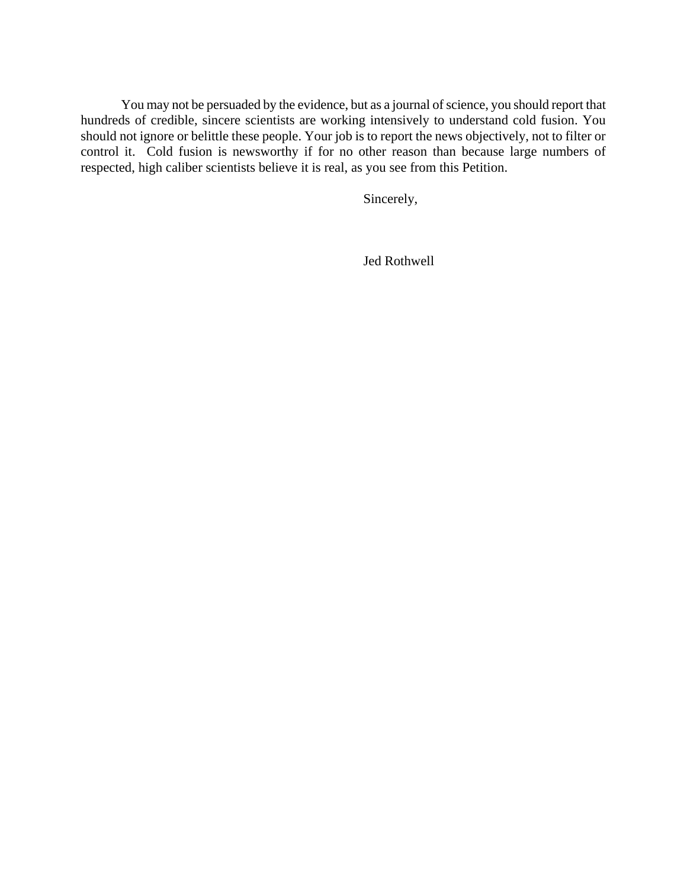You may not be persuaded by the evidence, but as a journal of science, you should report that hundreds of credible, sincere scientists are working intensively to understand cold fusion. You should not ignore or belittle these people. Your job is to report the news objectively, not to filter or control it. Cold fusion is newsworthy if for no other reason than because large numbers of respected, high caliber scientists believe it is real, as you see from this Petition.

Sincerely,

Jed Rothwell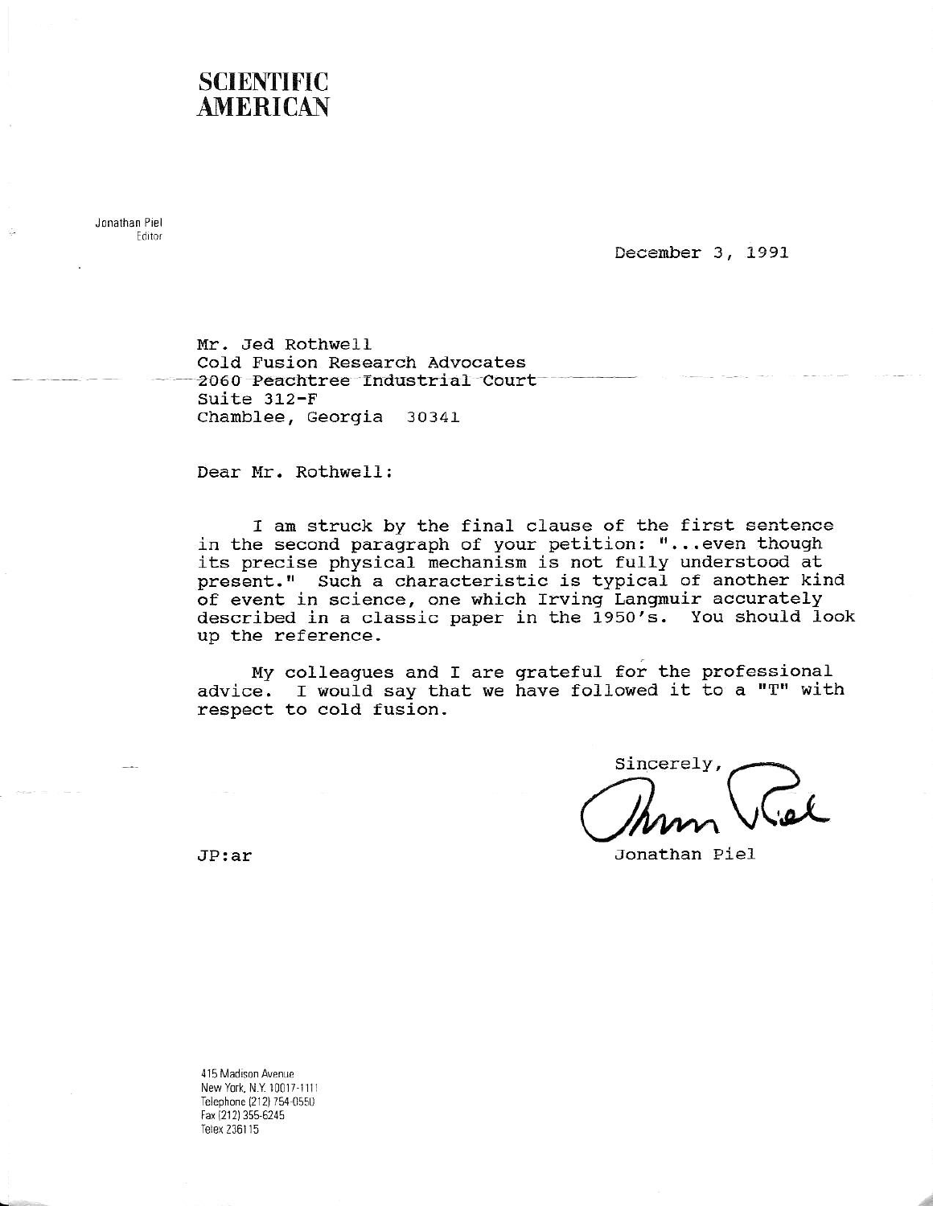# SCIENTIFIC AMERICAN

Jonathan Piel
Editor

December 3, 1991

Mr. Jed Rothwell
Cold Fusion Research Advocates
2060 Peachtree Industrial Court
Suite 312-F
Chamblee, Georgia 30341

Dear Mr. Rothwell:

I am struck by the final clause of the first sentence in the second paragraph of your petition: "...even though its precise physical mechanism is not fully understood at present." Such a characteristic is typical of another kind of event in science, one which Irving Langmuir accurately described in a classic paper in the 1950's. You should look up the reference.

My colleagues and I are grateful for the professional advice. I would say that we have followed it to a "T" with respect to cold fusion.

Sincerely,

Jonathan Piel

JP:ar

415 Madison Avenue
New York, N.Y. 10017-1111
Telephone (212) 754-0550
Fax (212) 355-6245
Telex 236115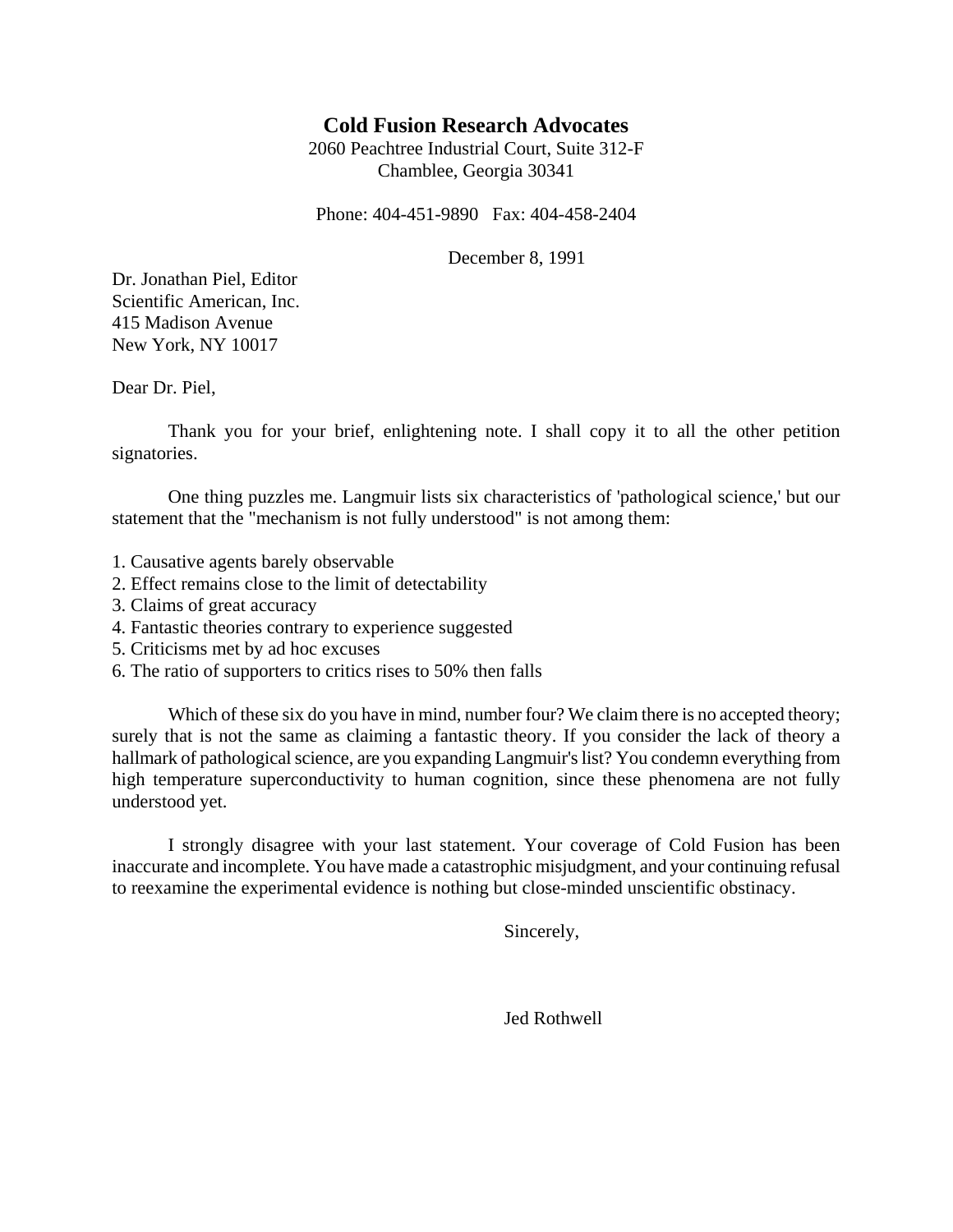# Cold Fusion Research Advocates

2060 Peachtree Industrial Court, Suite 312-F
Chamblee, Georgia 30341

Phone: 404-451-9890 Fax: 404-458-2404

December 8, 1991

Dr. Jonathan Piel, Editor
Scientific American, Inc.
415 Madison Avenue
New York, NY 10017

Dear Dr. Piel,

Thank you for your brief, enlightening note. I shall copy it to all the other petition signatories.

One thing puzzles me. Langmuir lists six characteristics of 'pathological science,' but our statement that the "mechanism is not fully understood" is not among them:

1. Causative agents barely observable
2. Effect remains close to the limit of detectability
3. Claims of great accuracy
4. Fantastic theories contrary to experience suggested
5. Criticisms met by ad hoc excuses
6. The ratio of supporters to critics rises to 50% then falls

Which of these six do you have in mind, number four? We claim there is no accepted theory; surely that is not the same as claiming a fantastic theory. If you consider the lack of theory a hallmark of pathological science, are you expanding Langmuir's list? You condemn everything from high temperature superconductivity to human cognition, since these phenomena are not fully understood yet.

I strongly disagree with your last statement. Your coverage of Cold Fusion has been inaccurate and incomplete. You have made a catastrophic misjudgment, and your continuing refusal to reexamine the experimental evidence is nothing but close-minded unscientific obstinacy.

Sincerely,

Jed Rothwell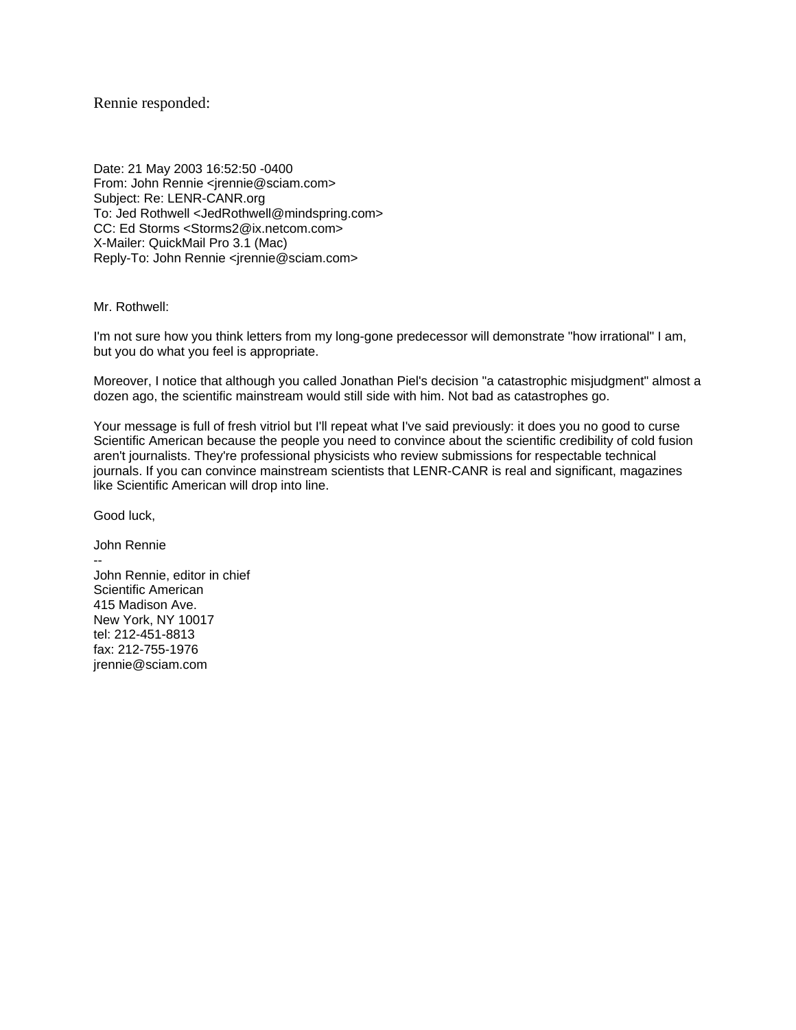Rennie responded:

Date: 21 May 2003 16:52:50 -0400
From: John Rennie <jrennie@sciam.com>
Subject: Re: LENR-CANR.org
To: Jed Rothwell <JedRothwell@mindspring.com>
CC: Ed Storms <Storms2@ix.netcom.com>
X-Mailer: QuickMail Pro 3.1 (Mac)
Reply-To: John Rennie <jrennie@sciam.com>

Mr. Rothwell:

I'm not sure how you think letters from my long-gone predecessor will demonstrate "how irrational" I am, but you do what you feel is appropriate.

Moreover, I notice that although you called Jonathan Piel's decision "a catastrophic misjudgment" almost a dozen ago, the scientific mainstream would still side with him. Not bad as catastrophes go.

Your message is full of fresh vitriol but I'll repeat what I've said previously: it does you no good to curse Scientific American because the people you need to convince about the scientific credibility of cold fusion aren't journalists. They're professional physicists who review submissions for respectable technical journals. If you can convince mainstream scientists that LENR-CANR is real and significant, magazines like Scientific American will drop into line.

Good luck,

John Rennie
--
John Rennie, editor in chief
Scientific American
415 Madison Ave.
New York, NY 10017
tel: 212-451-8813
fax: 212-755-1976
jrennie@sciam.com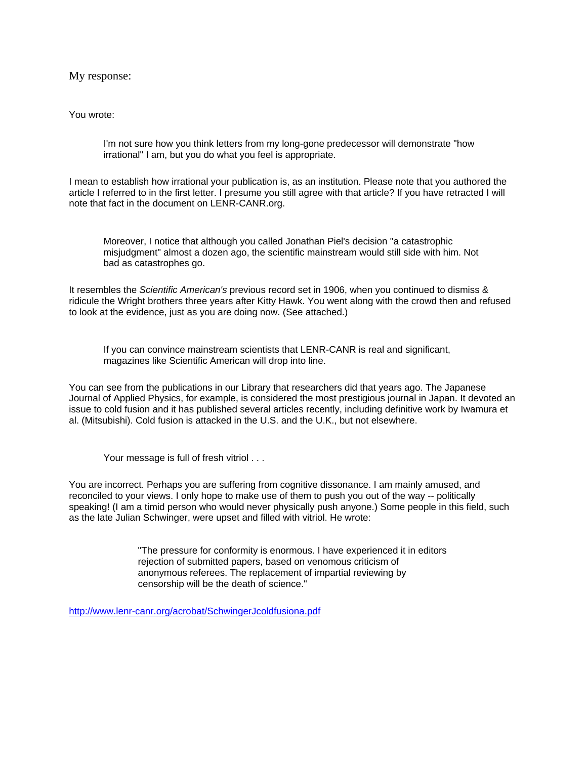My response:

You wrote:

> I'm not sure how you think letters from my long-gone predecessor will demonstrate "how irrational" I am, but you do what you feel is appropriate.

I mean to establish how irrational your publication is, as an institution. Please note that you authored the article I referred to in the first letter. I presume you still agree with that article? If you have retracted I will note that fact in the document on LENR-CANR.org.

> Moreover, I notice that although you called Jonathan Piel's decision "a catastrophic misjudgment" almost a dozen ago, the scientific mainstream would still side with him. Not bad as catastrophes go.

It resembles the *Scientific American's* previous record set in 1906, when you continued to dismiss & ridicule the Wright brothers three years after Kitty Hawk. You went along with the crowd then and refused to look at the evidence, just as you are doing now. (See attached.)

> If you can convince mainstream scientists that LENR-CANR is real and significant, magazines like Scientific American will drop into line.

You can see from the publications in our Library that researchers did that years ago. The Japanese Journal of Applied Physics, for example, is considered the most prestigious journal in Japan. It devoted an issue to cold fusion and it has published several articles recently, including definitive work by Iwamura et al. (Mitsubishi). Cold fusion is attacked in the U.S. and the U.K., but not elsewhere.

> Your message is full of fresh vitriol . . .

You are incorrect. Perhaps you are suffering from cognitive dissonance. I am mainly amused, and reconciled to your views. I only hope to make use of them to push you out of the way -- politically speaking! (I am a timid person who would never physically push anyone.) Some people in this field, such as the late Julian Schwinger, were upset and filled with vitriol. He wrote:

> "The pressure for conformity is enormous. I have experienced it in editors rejection of submitted papers, based on venomous criticism of anonymous referees. The replacement of impartial reviewing by censorship will be the death of science."

http://www.lenr-canr.org/acrobat/SchwingerJcoldfusiona.pdf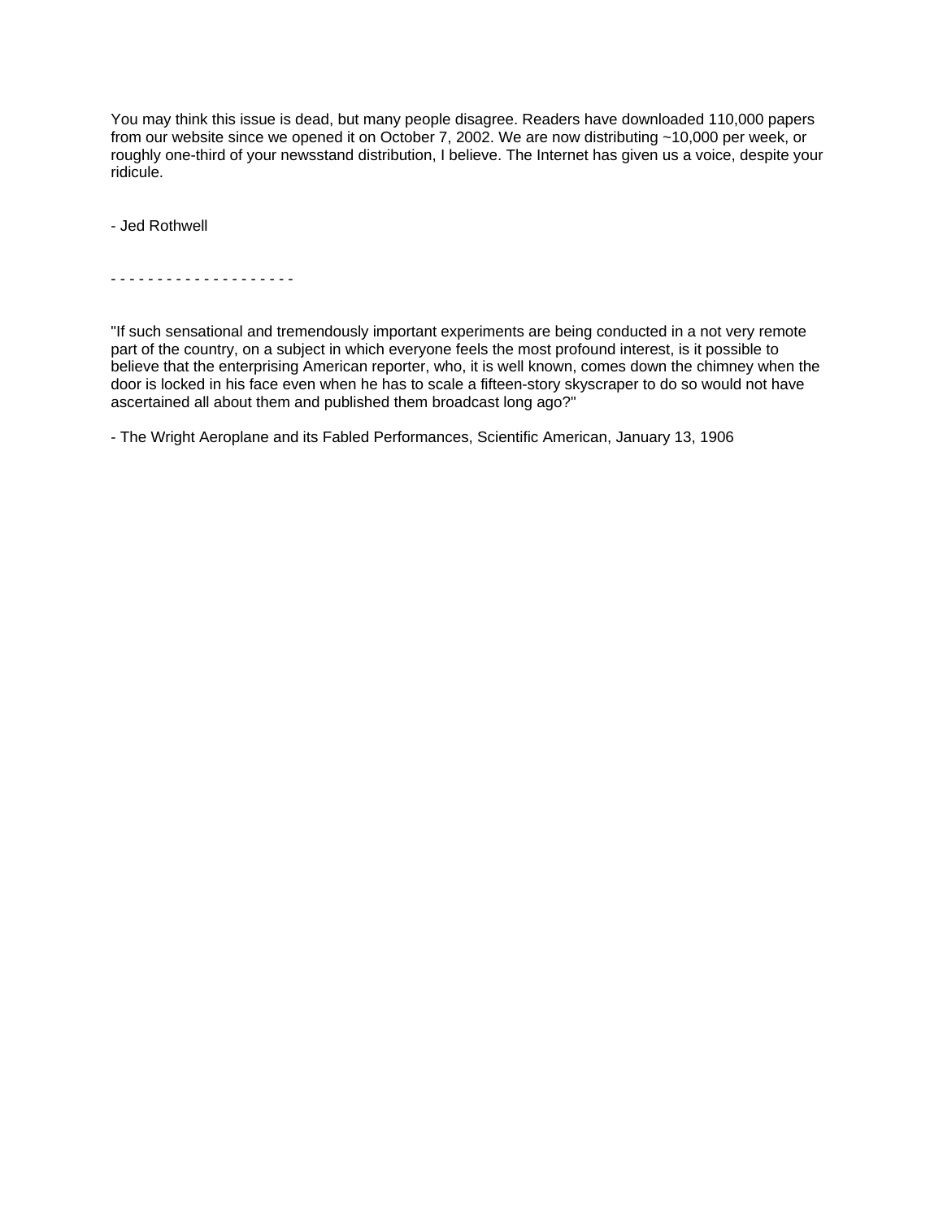You may think this issue is dead, but many people disagree. Readers have downloaded 110,000 papers from our website since we opened it on October 7, 2002. We are now distributing ~10,000 per week, or roughly one-third of your newsstand distribution, I believe. The Internet has given us a voice, despite your ridicule.

- Jed Rothwell

- - - - - - - - - - - - - - - - - - - -

"If such sensational and tremendously important experiments are being conducted in a not very remote part of the country, on a subject in which everyone feels the most profound interest, is it possible to believe that the enterprising American reporter, who, it is well known, comes down the chimney when the door is locked in his face even when he has to scale a fifteen-story skyscraper to do so would not have ascertained all about them and published them broadcast long ago?"

- The Wright Aeroplane and its Fabled Performances, Scientific American, January 13, 1906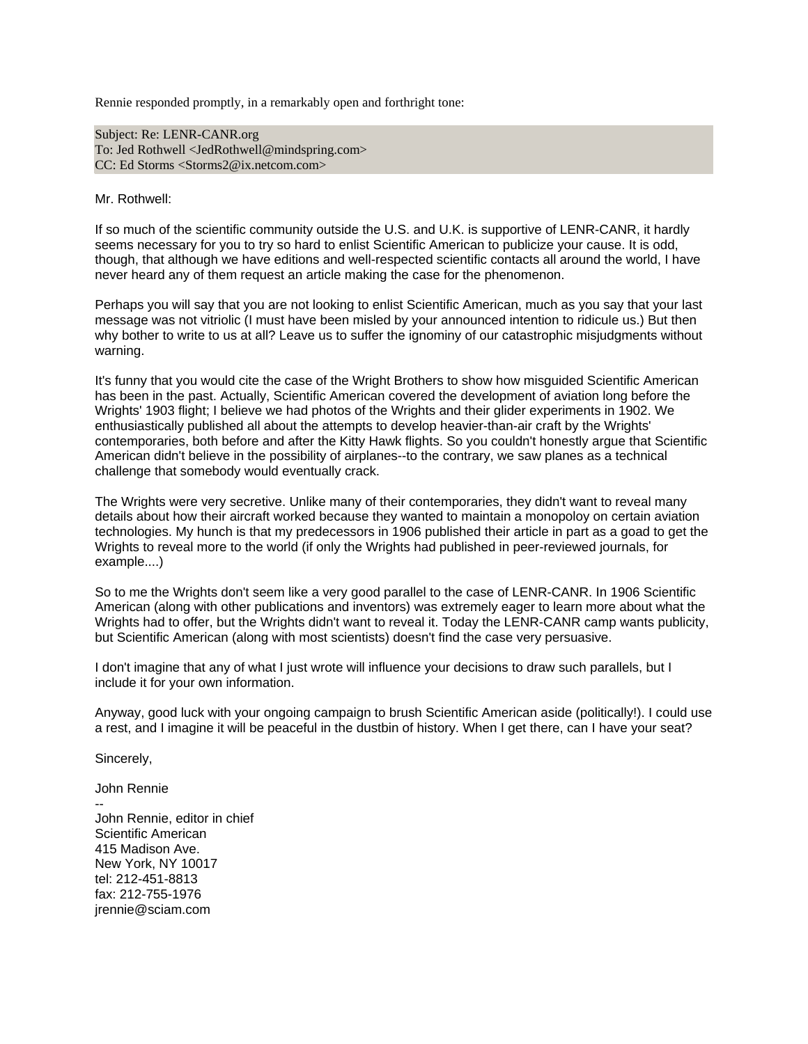Rennie responded promptly, in a remarkably open and forthright tone:

Subject: Re: LENR-CANR.org
To: Jed Rothwell <JedRothwell@mindspring.com>
CC: Ed Storms <Storms2@ix.netcom.com>

Mr. Rothwell:

If so much of the scientific community outside the U.S. and U.K. is supportive of LENR-CANR, it hardly seems necessary for you to try so hard to enlist Scientific American to publicize your cause. It is odd, though, that although we have editions and well-respected scientific contacts all around the world, I have never heard any of them request an article making the case for the phenomenon.

Perhaps you will say that you are not looking to enlist Scientific American, much as you say that your last message was not vitriolic (I must have been misled by your announced intention to ridicule us.) But then why bother to write to us at all? Leave us to suffer the ignominy of our catastrophic misjudgments without warning.

It's funny that you would cite the case of the Wright Brothers to show how misguided Scientific American has been in the past. Actually, Scientific American covered the development of aviation long before the Wrights' 1903 flight; I believe we had photos of the Wrights and their glider experiments in 1902. We enthusiastically published all about the attempts to develop heavier-than-air craft by the Wrights' contemporaries, both before and after the Kitty Hawk flights. So you couldn't honestly argue that Scientific American didn't believe in the possibility of airplanes--to the contrary, we saw planes as a technical challenge that somebody would eventually crack.

The Wrights were very secretive. Unlike many of their contemporaries, they didn't want to reveal many details about how their aircraft worked because they wanted to maintain a monopoloy on certain aviation technologies. My hunch is that my predecessors in 1906 published their article in part as a goad to get the Wrights to reveal more to the world (if only the Wrights had published in peer-reviewed journals, for example....)

So to me the Wrights don't seem like a very good parallel to the case of LENR-CANR. In 1906 Scientific American (along with other publications and inventors) was extremely eager to learn more about what the Wrights had to offer, but the Wrights didn't want to reveal it. Today the LENR-CANR camp wants publicity, but Scientific American (along with most scientists) doesn't find the case very persuasive.

I don't imagine that any of what I just wrote will influence your decisions to draw such parallels, but I include it for your own information.

Anyway, good luck with your ongoing campaign to brush Scientific American aside (politically!). I could use a rest, and I imagine it will be peaceful in the dustbin of history. When I get there, can I have your seat?

Sincerely,

John Rennie
--
John Rennie, editor in chief
Scientific American
415 Madison Ave.
New York, NY 10017
tel: 212-451-8813
fax: 212-755-1976
jrennie@sciam.com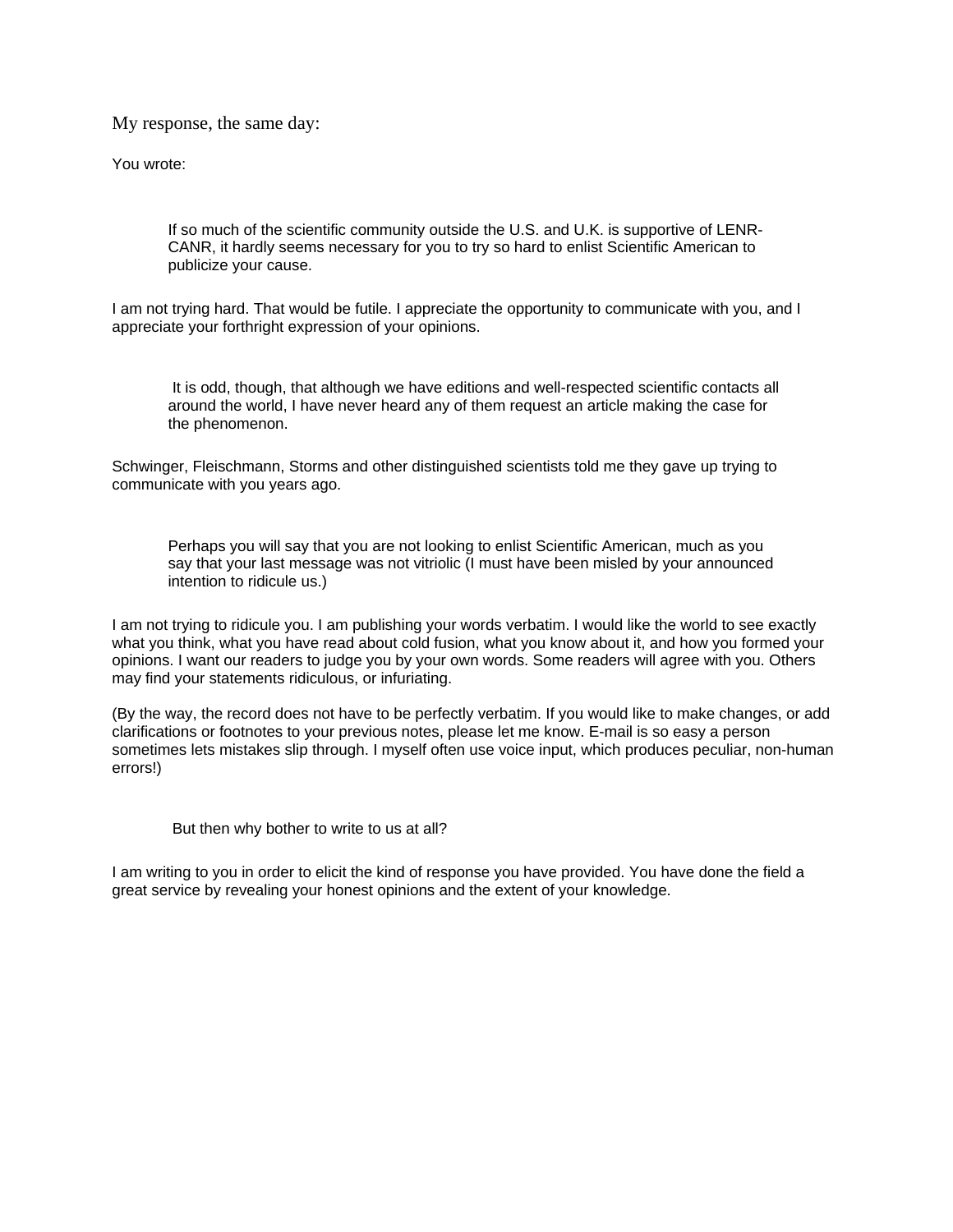My response, the same day:

You wrote:

> If so much of the scientific community outside the U.S. and U.K. is supportive of LENR-CANR, it hardly seems necessary for you to try so hard to enlist Scientific American to publicize your cause.

I am not trying hard. That would be futile. I appreciate the opportunity to communicate with you, and I appreciate your forthright expression of your opinions.

> It is odd, though, that although we have editions and well-respected scientific contacts all around the world, I have never heard any of them request an article making the case for the phenomenon.

Schwinger, Fleischmann, Storms and other distinguished scientists told me they gave up trying to communicate with you years ago.

> Perhaps you will say that you are not looking to enlist Scientific American, much as you say that your last message was not vitriolic (I must have been misled by your announced intention to ridicule us.)

I am not trying to ridicule you. I am publishing your words verbatim. I would like the world to see exactly what you think, what you have read about cold fusion, what you know about it, and how you formed your opinions. I want our readers to judge you by your own words. Some readers will agree with you. Others may find your statements ridiculous, or infuriating.

(By the way, the record does not have to be perfectly verbatim. If you would like to make changes, or add clarifications or footnotes to your previous notes, please let me know. E-mail is so easy a person sometimes lets mistakes slip through. I myself often use voice input, which produces peculiar, non-human errors!)

> But then why bother to write to us at all?

I am writing to you in order to elicit the kind of response you have provided. You have done the field a great service by revealing your honest opinions and the extent of your knowledge.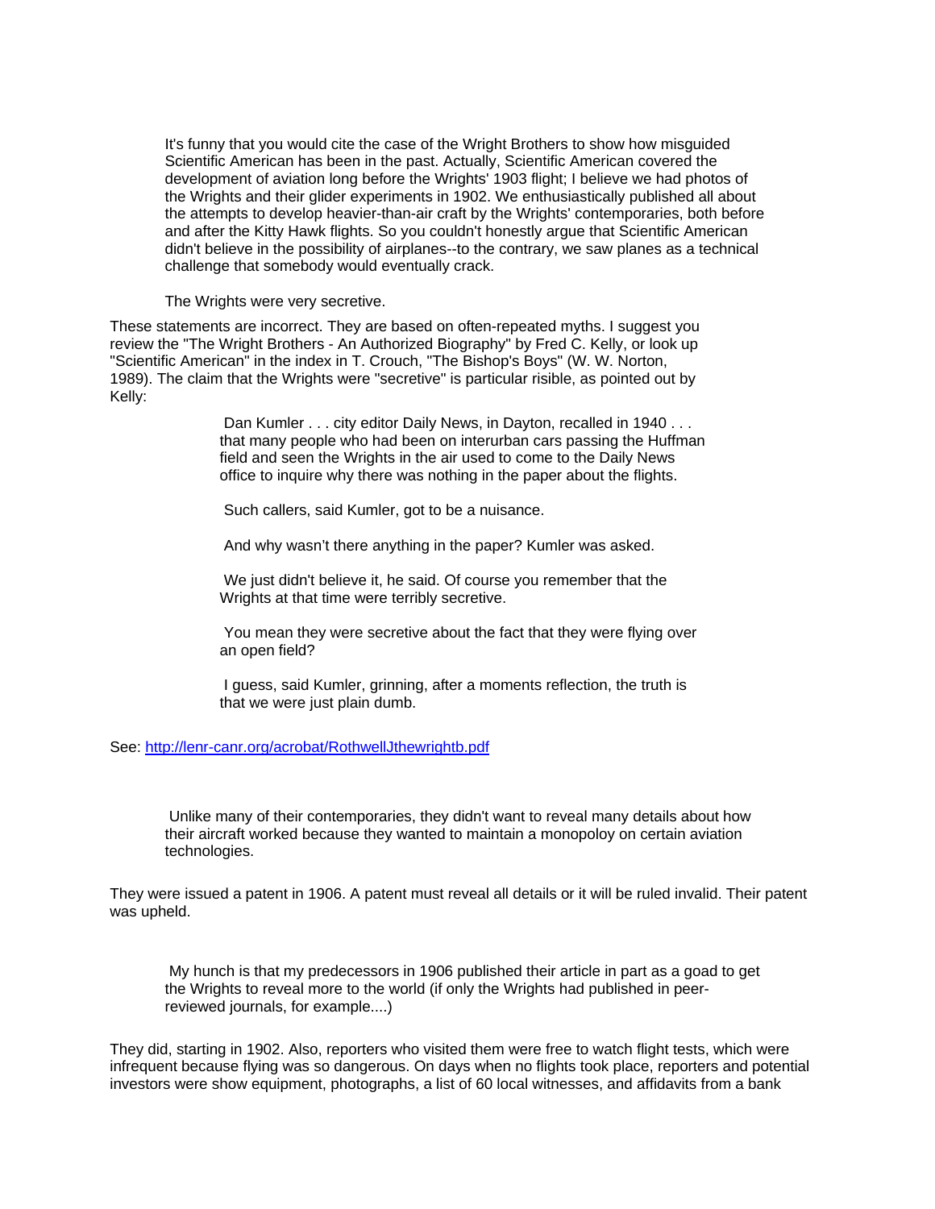> It's funny that you would cite the case of the Wright Brothers to show how misguided Scientific American has been in the past. Actually, Scientific American covered the development of aviation long before the Wrights' 1903 flight; I believe we had photos of the Wrights and their glider experiments in 1902. We enthusiastically published all about the attempts to develop heavier-than-air craft by the Wrights' contemporaries, both before and after the Kitty Hawk flights. So you couldn't honestly argue that Scientific American didn't believe in the possibility of airplanes--to the contrary, we saw planes as a technical challenge that somebody would eventually crack.
>
> The Wrights were very secretive.

These statements are incorrect. They are based on often-repeated myths. I suggest you review the "The Wright Brothers - An Authorized Biography" by Fred C. Kelly, or look up "Scientific American" in the index in T. Crouch, "The Bishop's Boys" (W. W. Norton, 1989). The claim that the Wrights were "secretive" is particular risible, as pointed out by Kelly:

> Dan Kumler . . . city editor Daily News, in Dayton, recalled in 1940 . . . that many people who had been on interurban cars passing the Huffman field and seen the Wrights in the air used to come to the Daily News office to inquire why there was nothing in the paper about the flights.
>
> Such callers, said Kumler, got to be a nuisance.
>
> And why wasn't there anything in the paper? Kumler was asked.
>
> We just didn't believe it, he said. Of course you remember that the Wrights at that time were terribly secretive.
>
> You mean they were secretive about the fact that they were flying over an open field?
>
> I guess, said Kumler, grinning, after a moments reflection, the truth is that we were just plain dumb.

See: http://lenr-canr.org/acrobat/RothwellJthewrightb.pdf

> Unlike many of their contemporaries, they didn't want to reveal many details about how their aircraft worked because they wanted to maintain a monopoloy on certain aviation technologies.

They were issued a patent in 1906. A patent must reveal all details or it will be ruled invalid. Their patent was upheld.

> My hunch is that my predecessors in 1906 published their article in part as a goad to get the Wrights to reveal more to the world (if only the Wrights had published in peer-reviewed journals, for example....)

They did, starting in 1902. Also, reporters who visited them were free to watch flight tests, which were infrequent because flying was so dangerous. On days when no flights took place, reporters and potential investors were show equipment, photographs, a list of 60 local witnesses, and affidavits from a bank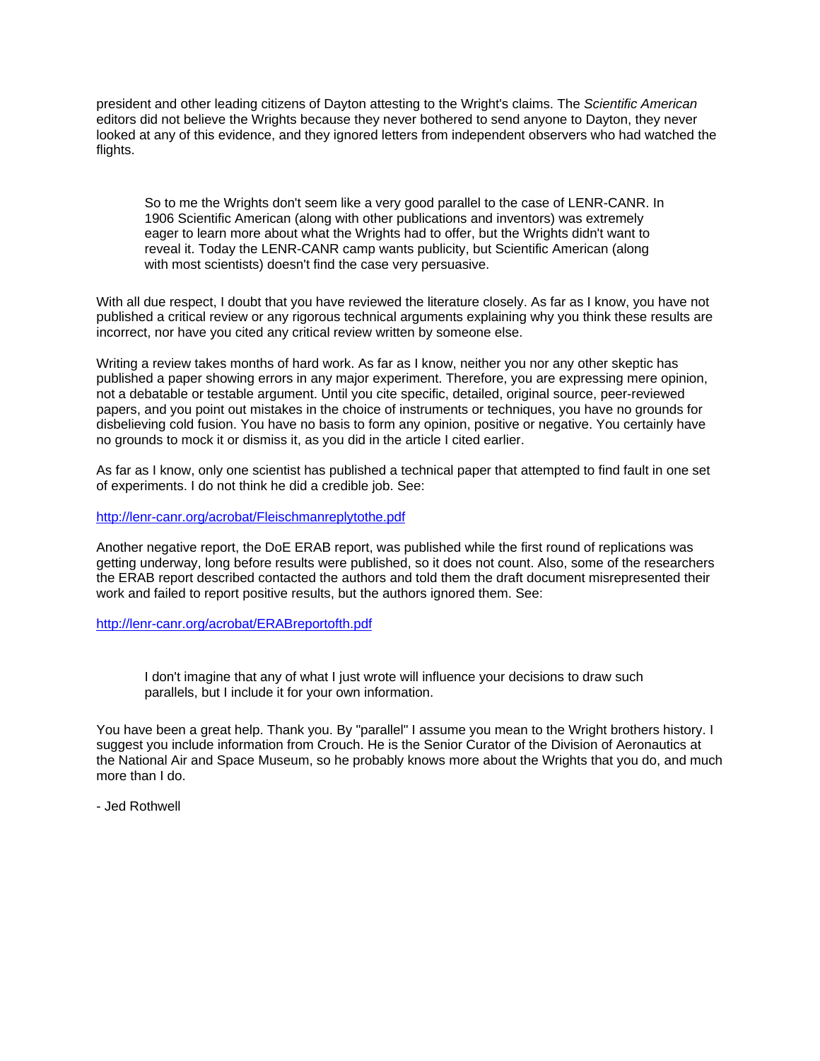president and other leading citizens of Dayton attesting to the Wright's claims. The *Scientific American* editors did not believe the Wrights because they never bothered to send anyone to Dayton, they never looked at any of this evidence, and they ignored letters from independent observers who had watched the flights.

> So to me the Wrights don't seem like a very good parallel to the case of LENR-CANR. In 1906 Scientific American (along with other publications and inventors) was extremely eager to learn more about what the Wrights had to offer, but the Wrights didn't want to reveal it. Today the LENR-CANR camp wants publicity, but Scientific American (along with most scientists) doesn't find the case very persuasive.

With all due respect, I doubt that you have reviewed the literature closely. As far as I know, you have not published a critical review or any rigorous technical arguments explaining why you think these results are incorrect, nor have you cited any critical review written by someone else.

Writing a review takes months of hard work. As far as I know, neither you nor any other skeptic has published a paper showing errors in any major experiment. Therefore, you are expressing mere opinion, not a debatable or testable argument. Until you cite specific, detailed, original source, peer-reviewed papers, and you point out mistakes in the choice of instruments or techniques, you have no grounds for disbelieving cold fusion. You have no basis to form any opinion, positive or negative. You certainly have no grounds to mock it or dismiss it, as you did in the article I cited earlier.

As far as I know, only one scientist has published a technical paper that attempted to find fault in one set of experiments. I do not think he did a credible job. See:

http://lenr-canr.org/acrobat/Fleischmanreplytothe.pdf

Another negative report, the DoE ERAB report, was published while the first round of replications was getting underway, long before results were published, so it does not count. Also, some of the researchers the ERAB report described contacted the authors and told them the draft document misrepresented their work and failed to report positive results, but the authors ignored them. See:

http://lenr-canr.org/acrobat/ERABreportofth.pdf

> I don't imagine that any of what I just wrote will influence your decisions to draw such parallels, but I include it for your own information.

You have been a great help. Thank you. By "parallel" I assume you mean to the Wright brothers history. I suggest you include information from Crouch. He is the Senior Curator of the Division of Aeronautics at the National Air and Space Museum, so he probably knows more about the Wrights that you do, and much more than I do.

- Jed Rothwell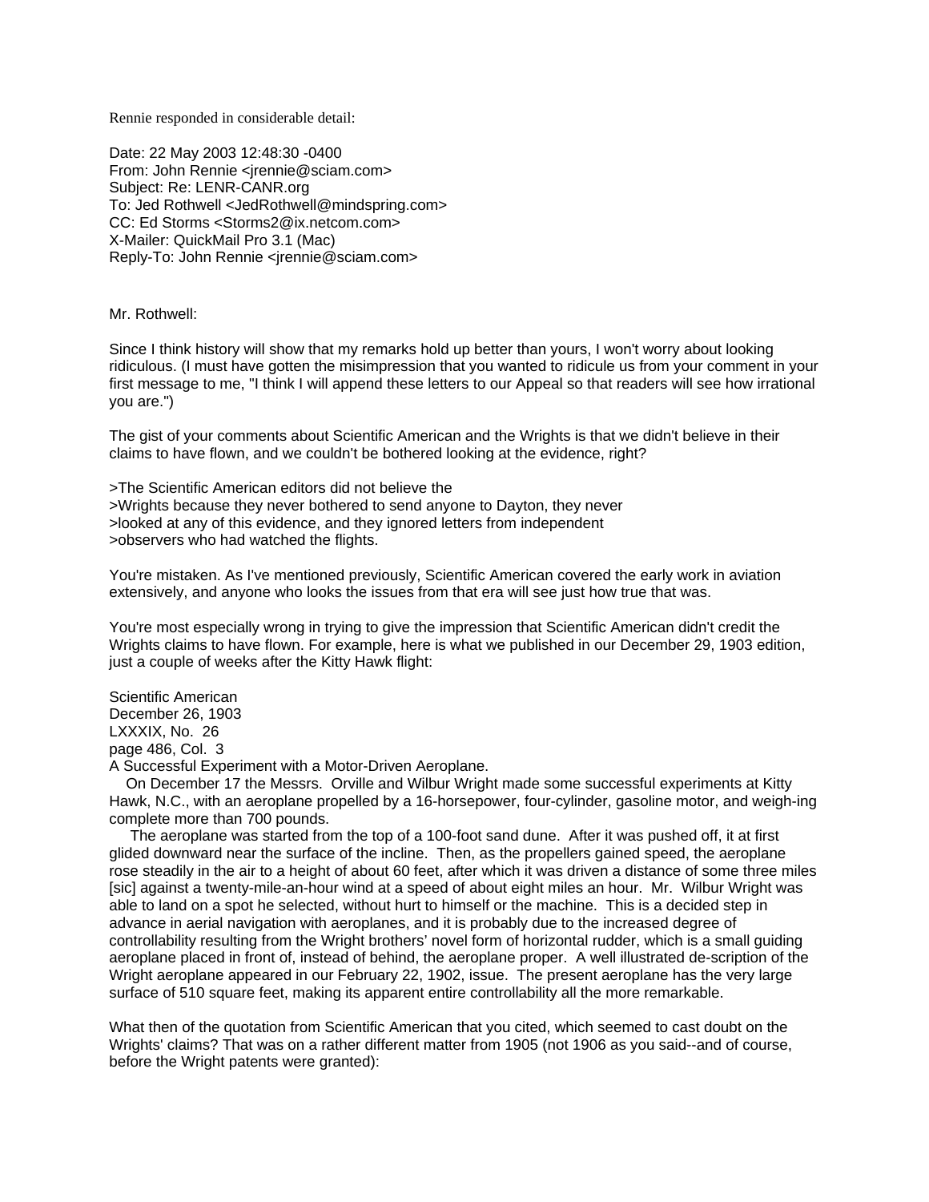Rennie responded in considerable detail:

Date: 22 May 2003 12:48:30 -0400
From: John Rennie <jrennie@sciam.com>
Subject: Re: LENR-CANR.org
To: Jed Rothwell <JedRothwell@mindspring.com>
CC: Ed Storms <Storms2@ix.netcom.com>
X-Mailer: QuickMail Pro 3.1 (Mac)
Reply-To: John Rennie <jrennie@sciam.com>

Mr. Rothwell:

Since I think history will show that my remarks hold up better than yours, I won't worry about looking ridiculous. (I must have gotten the misimpression that you wanted to ridicule us from your comment in your first message to me, "I think I will append these letters to our Appeal so that readers will see how irrational you are.")

The gist of your comments about Scientific American and the Wrights is that we didn't believe in their claims to have flown, and we couldn't be bothered looking at the evidence, right?

>The Scientific American editors did not believe the
>Wrights because they never bothered to send anyone to Dayton, they never
>looked at any of this evidence, and they ignored letters from independent
>observers who had watched the flights.

You're mistaken. As I've mentioned previously, Scientific American covered the early work in aviation extensively, and anyone who looks the issues from that era will see just how true that was.

You're most especially wrong in trying to give the impression that Scientific American didn't credit the Wrights claims to have flown. For example, here is what we published in our December 29, 1903 edition, just a couple of weeks after the Kitty Hawk flight:

Scientific American
December 26, 1903
LXXXIX, No. 26
page 486, Col. 3
A Successful Experiment with a Motor-Driven Aeroplane.

On December 17 the Messrs. Orville and Wilbur Wright made some successful experiments at Kitty Hawk, N.C., with an aeroplane propelled by a 16-horsepower, four-cylinder, gasoline motor, and weigh-ing complete more than 700 pounds.

The aeroplane was started from the top of a 100-foot sand dune. After it was pushed off, it at first glided downward near the surface of the incline. Then, as the propellers gained speed, the aeroplane rose steadily in the air to a height of about 60 feet, after which it was driven a distance of some three miles [sic] against a twenty-mile-an-hour wind at a speed of about eight miles an hour. Mr. Wilbur Wright was able to land on a spot he selected, without hurt to himself or the machine. This is a decided step in advance in aerial navigation with aeroplanes, and it is probably due to the increased degree of controllability resulting from the Wright brothers' novel form of horizontal rudder, which is a small guiding aeroplane placed in front of, instead of behind, the aeroplane proper. A well illustrated de-scription of the Wright aeroplane appeared in our February 22, 1902, issue. The present aeroplane has the very large surface of 510 square feet, making its apparent entire controllability all the more remarkable.

What then of the quotation from Scientific American that you cited, which seemed to cast doubt on the Wrights' claims? That was on a rather different matter from 1905 (not 1906 as you said--and of course, before the Wright patents were granted):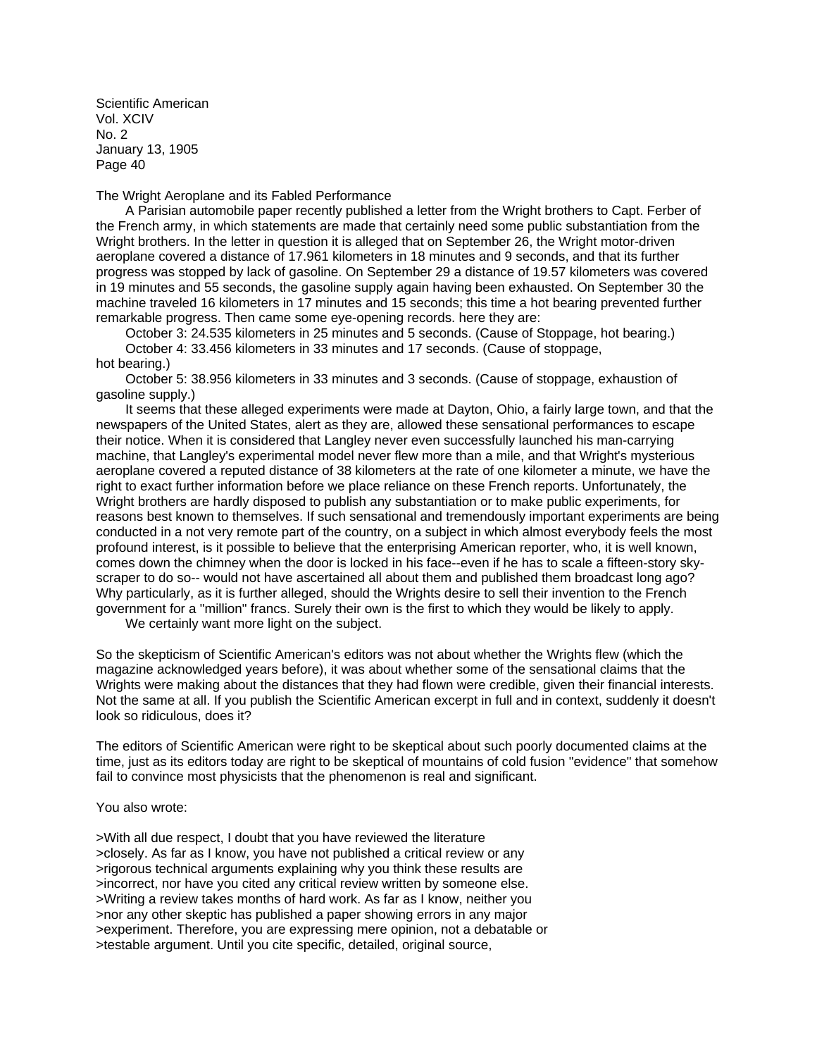Scientific American
Vol. XCIV
No. 2
January 13, 1905
Page 40

The Wright Aeroplane and its Fabled Performance

A Parisian automobile paper recently published a letter from the Wright brothers to Capt. Ferber of the French army, in which statements are made that certainly need some public substantiation from the Wright brothers. In the letter in question it is alleged that on September 26, the Wright motor-driven aeroplane covered a distance of 17.961 kilometers in 18 minutes and 9 seconds, and that its further progress was stopped by lack of gasoline. On September 29 a distance of 19.57 kilometers was covered in 19 minutes and 55 seconds, the gasoline supply again having been exhausted. On September 30 the machine traveled 16 kilometers in 17 minutes and 15 seconds; this time a hot bearing prevented further remarkable progress. Then came some eye-opening records. here they are:

October 3: 24.535 kilometers in 25 minutes and 5 seconds. (Cause of Stoppage, hot bearing.)

October 4: 33.456 kilometers in 33 minutes and 17 seconds. (Cause of stoppage, hot bearing.)

October 5: 38.956 kilometers in 33 minutes and 3 seconds. (Cause of stoppage, exhaustion of gasoline supply.)

It seems that these alleged experiments were made at Dayton, Ohio, a fairly large town, and that the newspapers of the United States, alert as they are, allowed these sensational performances to escape their notice. When it is considered that Langley never even successfully launched his man-carrying machine, that Langley's experimental model never flew more than a mile, and that Wright's mysterious aeroplane covered a reputed distance of 38 kilometers at the rate of one kilometer a minute, we have the right to exact further information before we place reliance on these French reports. Unfortunately, the Wright brothers are hardly disposed to publish any substantiation or to make public experiments, for reasons best known to themselves. If such sensational and tremendously important experiments are being conducted in a not very remote part of the country, on a subject in which almost everybody feels the most profound interest, is it possible to believe that the enterprising American reporter, who, it is well known, comes down the chimney when the door is locked in his face--even if he has to scale a fifteen-story sky-scraper to do so-- would not have ascertained all about them and published them broadcast long ago? Why particularly, as it is further alleged, should the Wrights desire to sell their invention to the French government for a "million" francs. Surely their own is the first to which they would be likely to apply.

We certainly want more light on the subject.

So the skepticism of Scientific American's editors was not about whether the Wrights flew (which the magazine acknowledged years before), it was about whether some of the sensational claims that the Wrights were making about the distances that they had flown were credible, given their financial interests. Not the same at all. If you publish the Scientific American excerpt in full and in context, suddenly it doesn't look so ridiculous, does it?

The editors of Scientific American were right to be skeptical about such poorly documented claims at the time, just as its editors today are right to be skeptical of mountains of cold fusion "evidence" that somehow fail to convince most physicists that the phenomenon is real and significant.

You also wrote:

>With all due respect, I doubt that you have reviewed the literature
>closely. As far as I know, you have not published a critical review or any
>rigorous technical arguments explaining why you think these results are
>incorrect, nor have you cited any critical review written by someone else.
>Writing a review takes months of hard work. As far as I know, neither you
>nor any other skeptic has published a paper showing errors in any major
>experiment. Therefore, you are expressing mere opinion, not a debatable or
>testable argument. Until you cite specific, detailed, original source,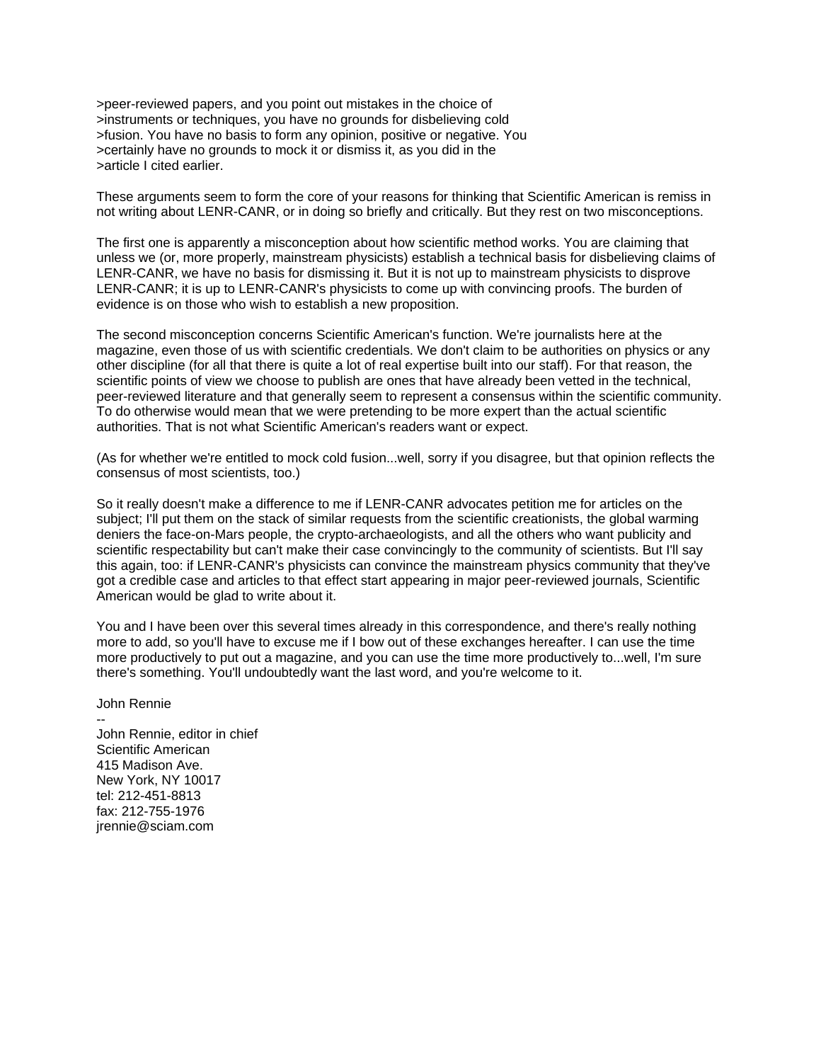>peer-reviewed papers, and you point out mistakes in the choice of
>instruments or techniques, you have no grounds for disbelieving cold
>fusion. You have no basis to form any opinion, positive or negative. You
>certainly have no grounds to mock it or dismiss it, as you did in the
>article I cited earlier.

These arguments seem to form the core of your reasons for thinking that Scientific American is remiss in not writing about LENR-CANR, or in doing so briefly and critically. But they rest on two misconceptions.

The first one is apparently a misconception about how scientific method works. You are claiming that unless we (or, more properly, mainstream physicists) establish a technical basis for disbelieving claims of LENR-CANR, we have no basis for dismissing it. But it is not up to mainstream physicists to disprove LENR-CANR; it is up to LENR-CANR's physicists to come up with convincing proofs. The burden of evidence is on those who wish to establish a new proposition.

The second misconception concerns Scientific American's function. We're journalists here at the magazine, even those of us with scientific credentials. We don't claim to be authorities on physics or any other discipline (for all that there is quite a lot of real expertise built into our staff). For that reason, the scientific points of view we choose to publish are ones that have already been vetted in the technical, peer-reviewed literature and that generally seem to represent a consensus within the scientific community. To do otherwise would mean that we were pretending to be more expert than the actual scientific authorities. That is not what Scientific American's readers want or expect.

(As for whether we're entitled to mock cold fusion...well, sorry if you disagree, but that opinion reflects the consensus of most scientists, too.)

So it really doesn't make a difference to me if LENR-CANR advocates petition me for articles on the subject; I'll put them on the stack of similar requests from the scientific creationists, the global warming deniers the face-on-Mars people, the crypto-archaeologists, and all the others who want publicity and scientific respectability but can't make their case convincingly to the community of scientists. But I'll say this again, too: if LENR-CANR's physicists can convince the mainstream physics community that they've got a credible case and articles to that effect start appearing in major peer-reviewed journals, Scientific American would be glad to write about it.

You and I have been over this several times already in this correspondence, and there's really nothing more to add, so you'll have to excuse me if I bow out of these exchanges hereafter. I can use the time more productively to put out a magazine, and you can use the time more productively to...well, I'm sure there's something. You'll undoubtedly want the last word, and you're welcome to it.

John Rennie

--
John Rennie, editor in chief
Scientific American
415 Madison Ave.
New York, NY 10017
tel: 212-451-8813
fax: 212-755-1976
jrennie@sciam.com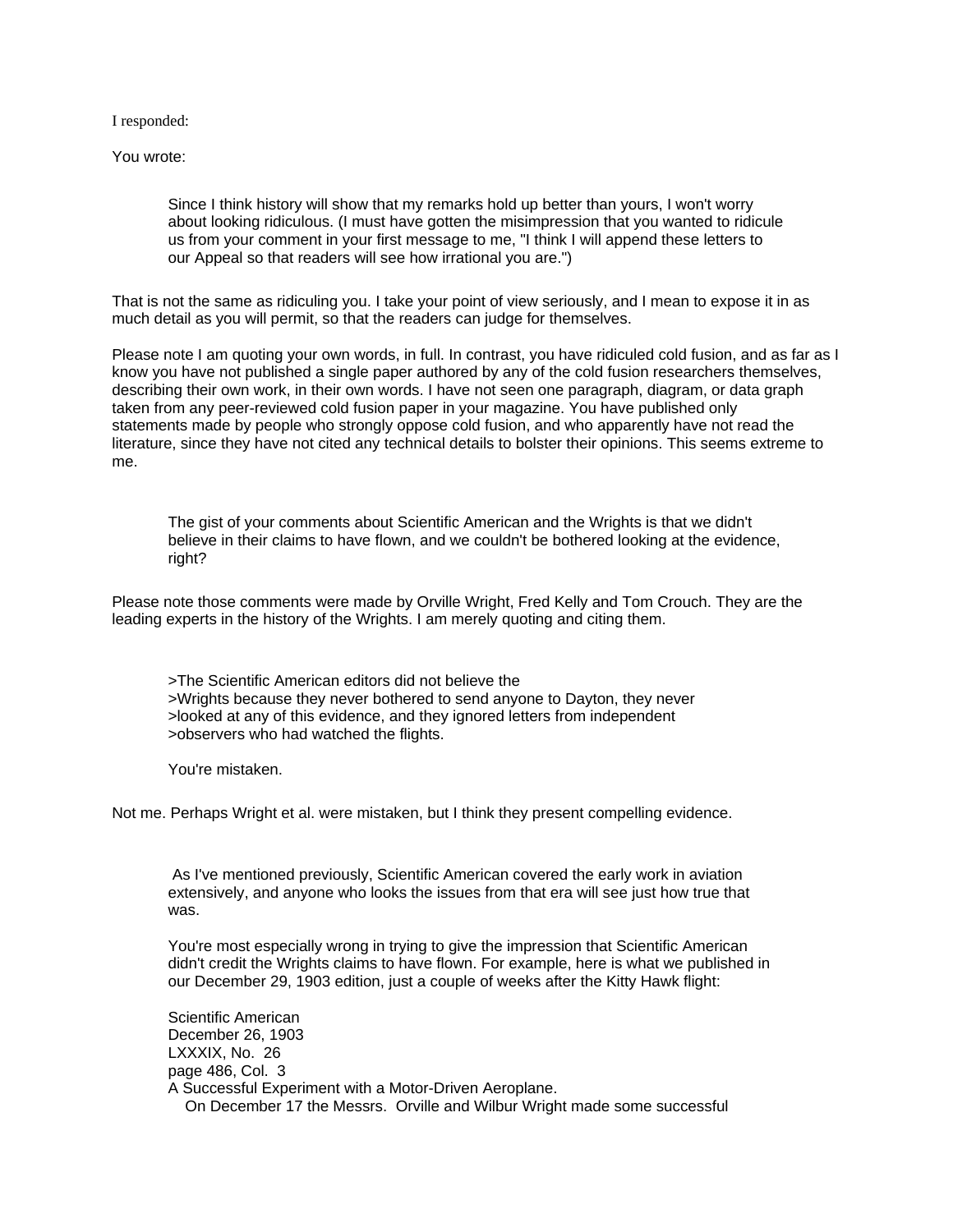I responded:

You wrote:

> Since I think history will show that my remarks hold up better than yours, I won't worry about looking ridiculous. (I must have gotten the misimpression that you wanted to ridicule us from your comment in your first message to me, "I think I will append these letters to our Appeal so that readers will see how irrational you are.")

That is not the same as ridiculing you. I take your point of view seriously, and I mean to expose it in as much detail as you will permit, so that the readers can judge for themselves.

Please note I am quoting your own words, in full. In contrast, you have ridiculed cold fusion, and as far as I know you have not published a single paper authored by any of the cold fusion researchers themselves, describing their own work, in their own words. I have not seen one paragraph, diagram, or data graph taken from any peer-reviewed cold fusion paper in your magazine. You have published only statements made by people who strongly oppose cold fusion, and who apparently have not read the literature, since they have not cited any technical details to bolster their opinions. This seems extreme to me.

> The gist of your comments about Scientific American and the Wrights is that we didn't believe in their claims to have flown, and we couldn't be bothered looking at the evidence, right?

Please note those comments were made by Orville Wright, Fred Kelly and Tom Crouch. They are the leading experts in the history of the Wrights. I am merely quoting and citing them.

> >The Scientific American editors did not believe the
> >Wrights because they never bothered to send anyone to Dayton, they never
> >looked at any of this evidence, and they ignored letters from independent
> >observers who had watched the flights.
>
> You're mistaken.

Not me. Perhaps Wright et al. were mistaken, but I think they present compelling evidence.

> As I've mentioned previously, Scientific American covered the early work in aviation extensively, and anyone who looks the issues from that era will see just how true that was.
>
> You're most especially wrong in trying to give the impression that Scientific American didn't credit the Wrights claims to have flown. For example, here is what we published in our December 29, 1903 edition, just a couple of weeks after the Kitty Hawk flight:
>
> Scientific American
> December 26, 1903
> LXXXIX, No. 26
> page 486, Col. 3
> A Successful Experiment with a Motor-Driven Aeroplane.
> On December 17 the Messrs. Orville and Wilbur Wright made some successful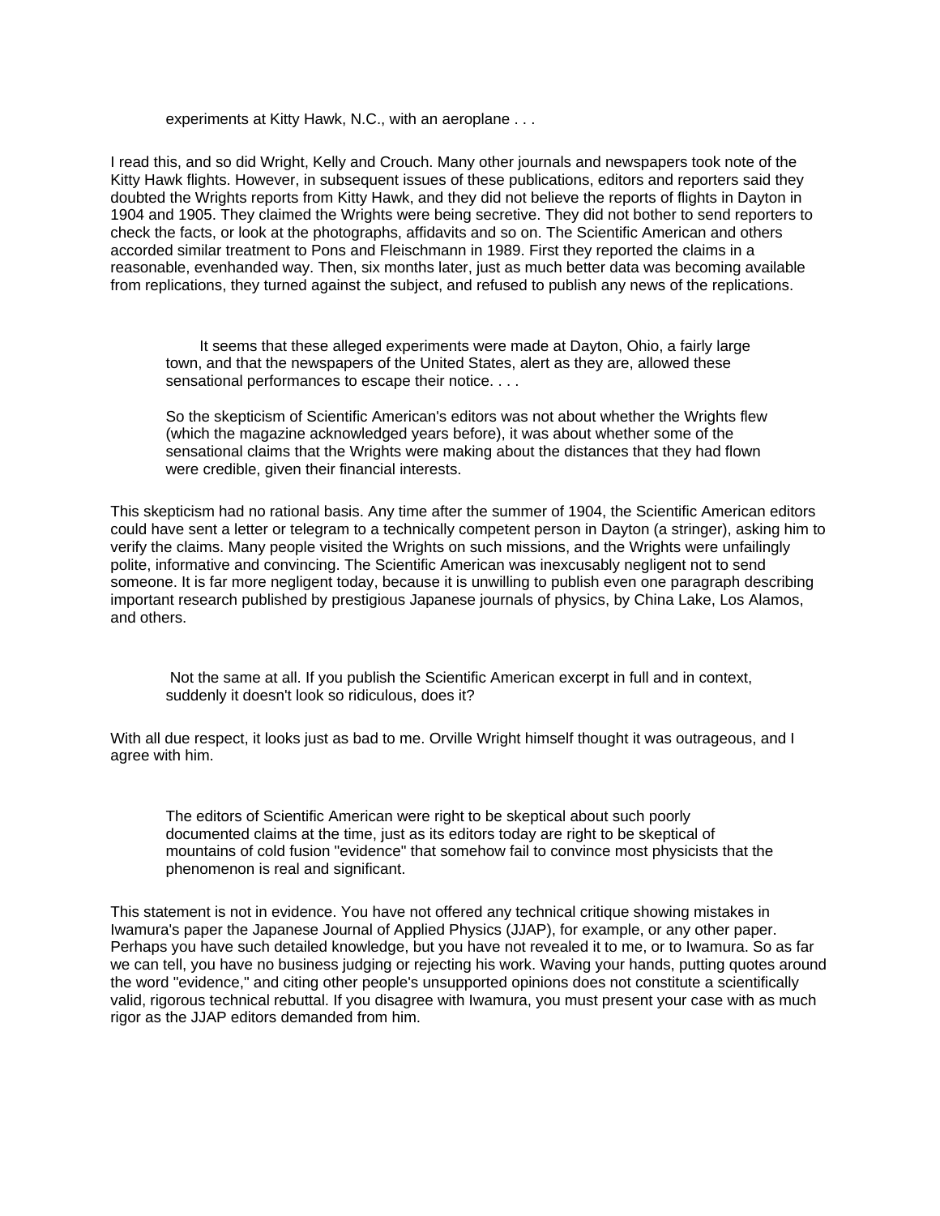> experiments at Kitty Hawk, N.C., with an aeroplane . . .

I read this, and so did Wright, Kelly and Crouch. Many other journals and newspapers took note of the Kitty Hawk flights. However, in subsequent issues of these publications, editors and reporters said they doubted the Wrights reports from Kitty Hawk, and they did not believe the reports of flights in Dayton in 1904 and 1905. They claimed the Wrights were being secretive. They did not bother to send reporters to check the facts, or look at the photographs, affidavits and so on. The Scientific American and others accorded similar treatment to Pons and Fleischmann in 1989. First they reported the claims in a reasonable, evenhanded way. Then, six months later, just as much better data was becoming available from replications, they turned against the subject, and refused to publish any news of the replications.

> It seems that these alleged experiments were made at Dayton, Ohio, a fairly large town, and that the newspapers of the United States, alert as they are, allowed these sensational performances to escape their notice. . . .
>
> So the skepticism of Scientific American's editors was not about whether the Wrights flew (which the magazine acknowledged years before), it was about whether some of the sensational claims that the Wrights were making about the distances that they had flown were credible, given their financial interests.

This skepticism had no rational basis. Any time after the summer of 1904, the Scientific American editors could have sent a letter or telegram to a technically competent person in Dayton (a stringer), asking him to verify the claims. Many people visited the Wrights on such missions, and the Wrights were unfailingly polite, informative and convincing. The Scientific American was inexcusably negligent not to send someone. It is far more negligent today, because it is unwilling to publish even one paragraph describing important research published by prestigious Japanese journals of physics, by China Lake, Los Alamos, and others.

> Not the same at all. If you publish the Scientific American excerpt in full and in context, suddenly it doesn't look so ridiculous, does it?

With all due respect, it looks just as bad to me. Orville Wright himself thought it was outrageous, and I agree with him.

> The editors of Scientific American were right to be skeptical about such poorly documented claims at the time, just as its editors today are right to be skeptical of mountains of cold fusion "evidence" that somehow fail to convince most physicists that the phenomenon is real and significant.

This statement is not in evidence. You have not offered any technical critique showing mistakes in Iwamura's paper the Japanese Journal of Applied Physics (JJAP), for example, or any other paper. Perhaps you have such detailed knowledge, but you have not revealed it to me, or to Iwamura. So as far we can tell, you have no business judging or rejecting his work. Waving your hands, putting quotes around the word "evidence," and citing other people's unsupported opinions does not constitute a scientifically valid, rigorous technical rebuttal. If you disagree with Iwamura, you must present your case with as much rigor as the JJAP editors demanded from him.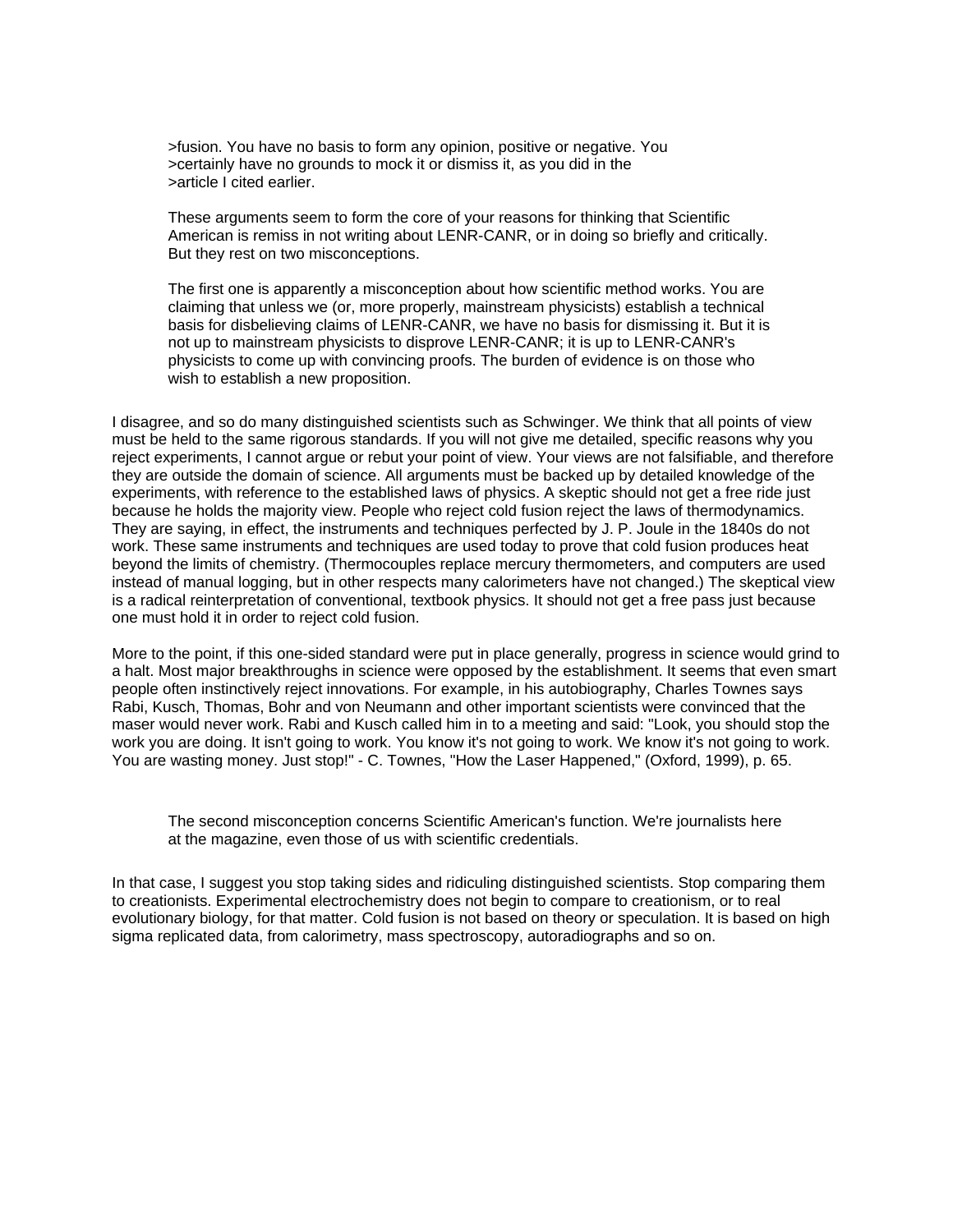>fusion. You have no basis to form any opinion, positive or negative. You
>certainly have no grounds to mock it or dismiss it, as you did in the
>article I cited earlier.

> These arguments seem to form the core of your reasons for thinking that Scientific American is remiss in not writing about LENR-CANR, or in doing so briefly and critically. But they rest on two misconceptions.
>
> The first one is apparently a misconception about how scientific method works. You are claiming that unless we (or, more properly, mainstream physicists) establish a technical basis for disbelieving claims of LENR-CANR, we have no basis for dismissing it. But it is not up to mainstream physicists to disprove LENR-CANR; it is up to LENR-CANR's physicists to come up with convincing proofs. The burden of evidence is on those who wish to establish a new proposition.

I disagree, and so do many distinguished scientists such as Schwinger. We think that all points of view must be held to the same rigorous standards. If you will not give me detailed, specific reasons why you reject experiments, I cannot argue or rebut your point of view. Your views are not falsifiable, and therefore they are outside the domain of science. All arguments must be backed up by detailed knowledge of the experiments, with reference to the established laws of physics. A skeptic should not get a free ride just because he holds the majority view. People who reject cold fusion reject the laws of thermodynamics. They are saying, in effect, the instruments and techniques perfected by J. P. Joule in the 1840s do not work. These same instruments and techniques are used today to prove that cold fusion produces heat beyond the limits of chemistry. (Thermocouples replace mercury thermometers, and computers are used instead of manual logging, but in other respects many calorimeters have not changed.) The skeptical view is a radical reinterpretation of conventional, textbook physics. It should not get a free pass just because one must hold it in order to reject cold fusion.

More to the point, if this one-sided standard were put in place generally, progress in science would grind to a halt. Most major breakthroughs in science were opposed by the establishment. It seems that even smart people often instinctively reject innovations. For example, in his autobiography, Charles Townes says Rabi, Kusch, Thomas, Bohr and von Neumann and other important scientists were convinced that the maser would never work. Rabi and Kusch called him in to a meeting and said: "Look, you should stop the work you are doing. It isn't going to work. You know it's not going to work. We know it's not going to work. You are wasting money. Just stop!" - C. Townes, "How the Laser Happened," (Oxford, 1999), p. 65.

> The second misconception concerns Scientific American's function. We're journalists here at the magazine, even those of us with scientific credentials.

In that case, I suggest you stop taking sides and ridiculing distinguished scientists. Stop comparing them to creationists. Experimental electrochemistry does not begin to compare to creationism, or to real evolutionary biology, for that matter. Cold fusion is not based on theory or speculation. It is based on high sigma replicated data, from calorimetry, mass spectroscopy, autoradiographs and so on.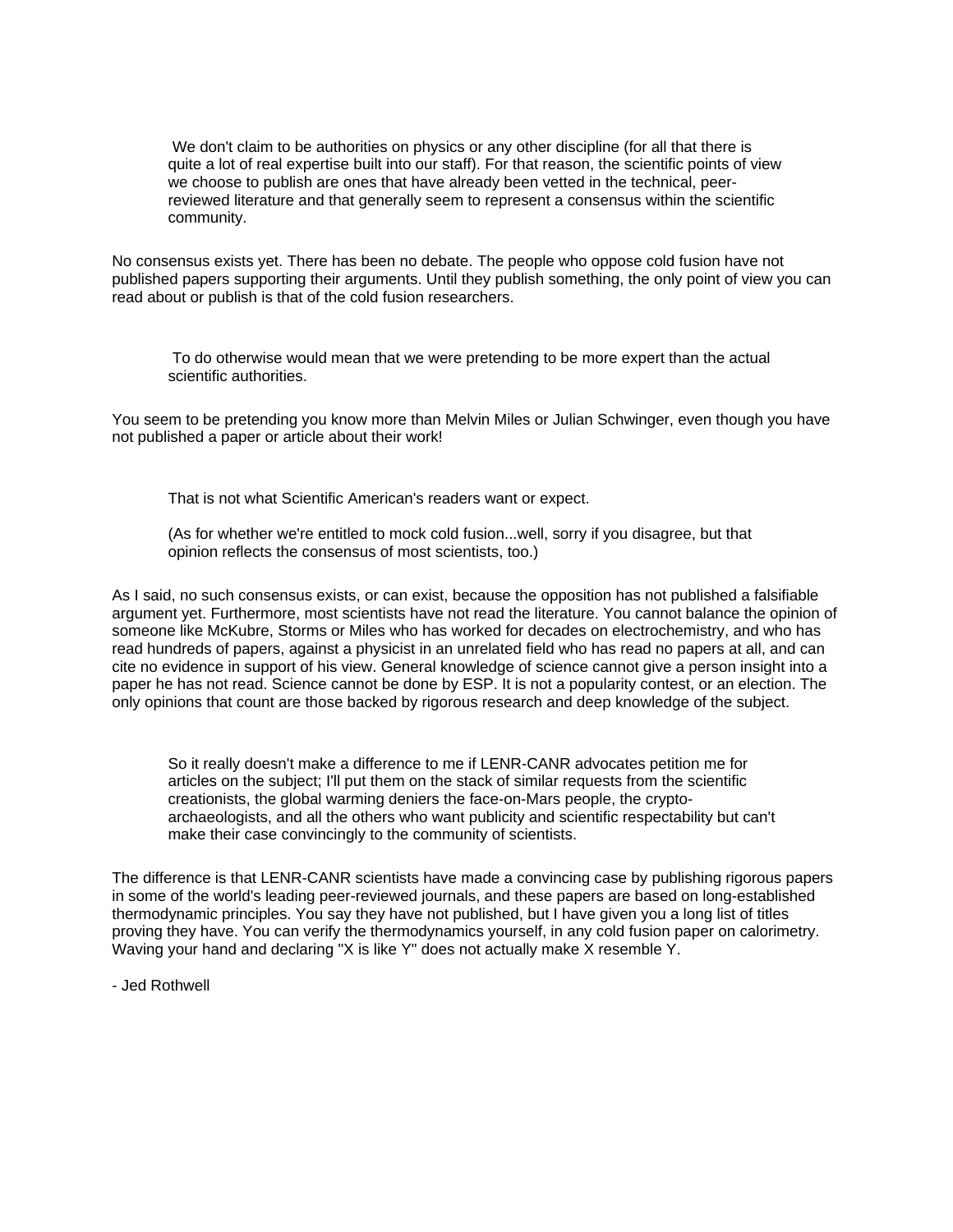> We don't claim to be authorities on physics or any other discipline (for all that there is quite a lot of real expertise built into our staff). For that reason, the scientific points of view we choose to publish are ones that have already been vetted in the technical, peer-reviewed literature and that generally seem to represent a consensus within the scientific community.

No consensus exists yet. There has been no debate. The people who oppose cold fusion have not published papers supporting their arguments. Until they publish something, the only point of view you can read about or publish is that of the cold fusion researchers.

> To do otherwise would mean that we were pretending to be more expert than the actual scientific authorities.

You seem to be pretending you know more than Melvin Miles or Julian Schwinger, even though you have not published a paper or article about their work!

> That is not what Scientific American's readers want or expect.
>
> (As for whether we're entitled to mock cold fusion...well, sorry if you disagree, but that opinion reflects the consensus of most scientists, too.)

As I said, no such consensus exists, or can exist, because the opposition has not published a falsifiable argument yet. Furthermore, most scientists have not read the literature. You cannot balance the opinion of someone like McKubre, Storms or Miles who has worked for decades on electrochemistry, and who has read hundreds of papers, against a physicist in an unrelated field who has read no papers at all, and can cite no evidence in support of his view. General knowledge of science cannot give a person insight into a paper he has not read. Science cannot be done by ESP. It is not a popularity contest, or an election. The only opinions that count are those backed by rigorous research and deep knowledge of the subject.

> So it really doesn't make a difference to me if LENR-CANR advocates petition me for articles on the subject; I'll put them on the stack of similar requests from the scientific creationists, the global warming deniers the face-on-Mars people, the crypto-archaeologists, and all the others who want publicity and scientific respectability but can't make their case convincingly to the community of scientists.

The difference is that LENR-CANR scientists have made a convincing case by publishing rigorous papers in some of the world's leading peer-reviewed journals, and these papers are based on long-established thermodynamic principles. You say they have not published, but I have given you a long list of titles proving they have. You can verify the thermodynamics yourself, in any cold fusion paper on calorimetry. Waving your hand and declaring "X is like Y" does not actually make X resemble Y.

- Jed Rothwell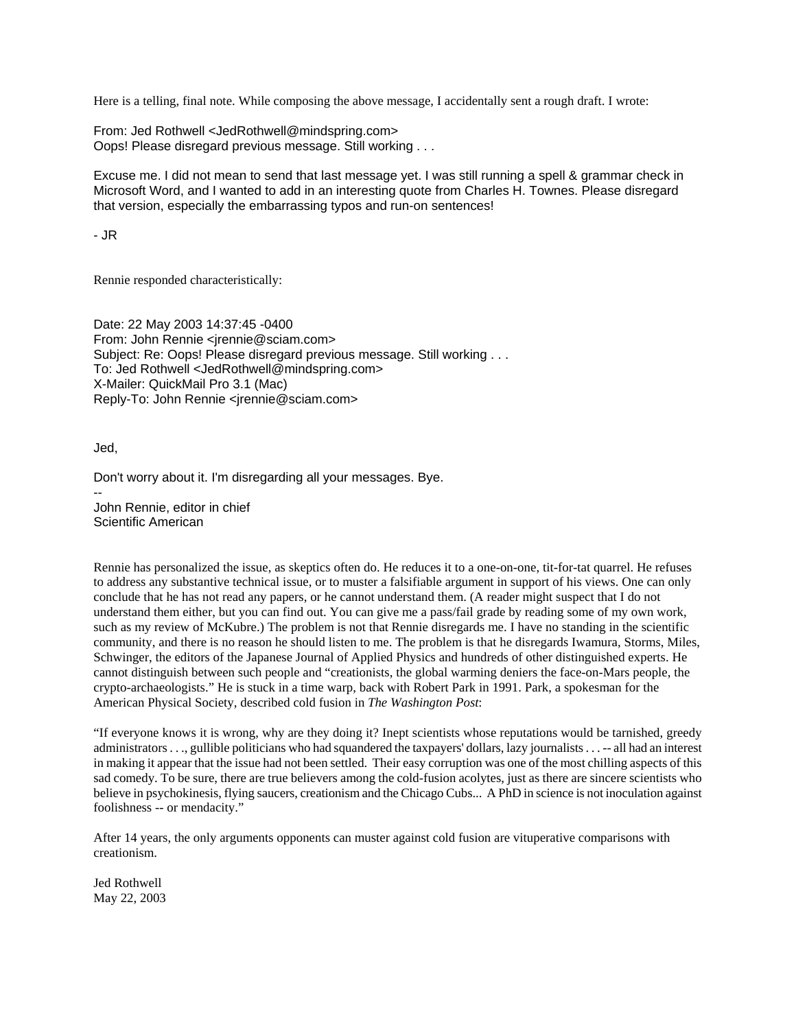Here is a telling, final note. While composing the above message, I accidentally sent a rough draft. I wrote:

From: Jed Rothwell <JedRothwell@mindspring.com>
Oops! Please disregard previous message. Still working . . .

Excuse me. I did not mean to send that last message yet. I was still running a spell & grammar check in Microsoft Word, and I wanted to add in an interesting quote from Charles H. Townes. Please disregard that version, especially the embarrassing typos and run-on sentences!

- JR

Rennie responded characteristically:

Date: 22 May 2003 14:37:45 -0400
From: John Rennie <jrennie@sciam.com>
Subject: Re: Oops! Please disregard previous message. Still working . . .
To: Jed Rothwell <JedRothwell@mindspring.com>
X-Mailer: QuickMail Pro 3.1 (Mac)
Reply-To: John Rennie <jrennie@sciam.com>

Jed,

Don't worry about it. I'm disregarding all your messages. Bye.
--
John Rennie, editor in chief
Scientific American

Rennie has personalized the issue, as skeptics often do. He reduces it to a one-on-one, tit-for-tat quarrel. He refuses to address any substantive technical issue, or to muster a falsifiable argument in support of his views. One can only conclude that he has not read any papers, or he cannot understand them. (A reader might suspect that I do not understand them either, but you can find out. You can give me a pass/fail grade by reading some of my own work, such as my review of McKubre.) The problem is not that Rennie disregards me. I have no standing in the scientific community, and there is no reason he should listen to me. The problem is that he disregards Iwamura, Storms, Miles, Schwinger, the editors of the Japanese Journal of Applied Physics and hundreds of other distinguished experts. He cannot distinguish between such people and "creationists, the global warming deniers the face-on-Mars people, the crypto-archaeologists." He is stuck in a time warp, back with Robert Park in 1991. Park, a spokesman for the American Physical Society, described cold fusion in *The Washington Post*:

"If everyone knows it is wrong, why are they doing it? Inept scientists whose reputations would be tarnished, greedy administrators . . ., gullible politicians who had squandered the taxpayers' dollars, lazy journalists . . . -- all had an interest in making it appear that the issue had not been settled. Their easy corruption was one of the most chilling aspects of this sad comedy. To be sure, there are true believers among the cold-fusion acolytes, just as there are sincere scientists who believe in psychokinesis, flying saucers, creationism and the Chicago Cubs... A PhD in science is not inoculation against foolishness -- or mendacity."

After 14 years, the only arguments opponents can muster against cold fusion are vituperative comparisons with creationism.

Jed Rothwell
May 22, 2003